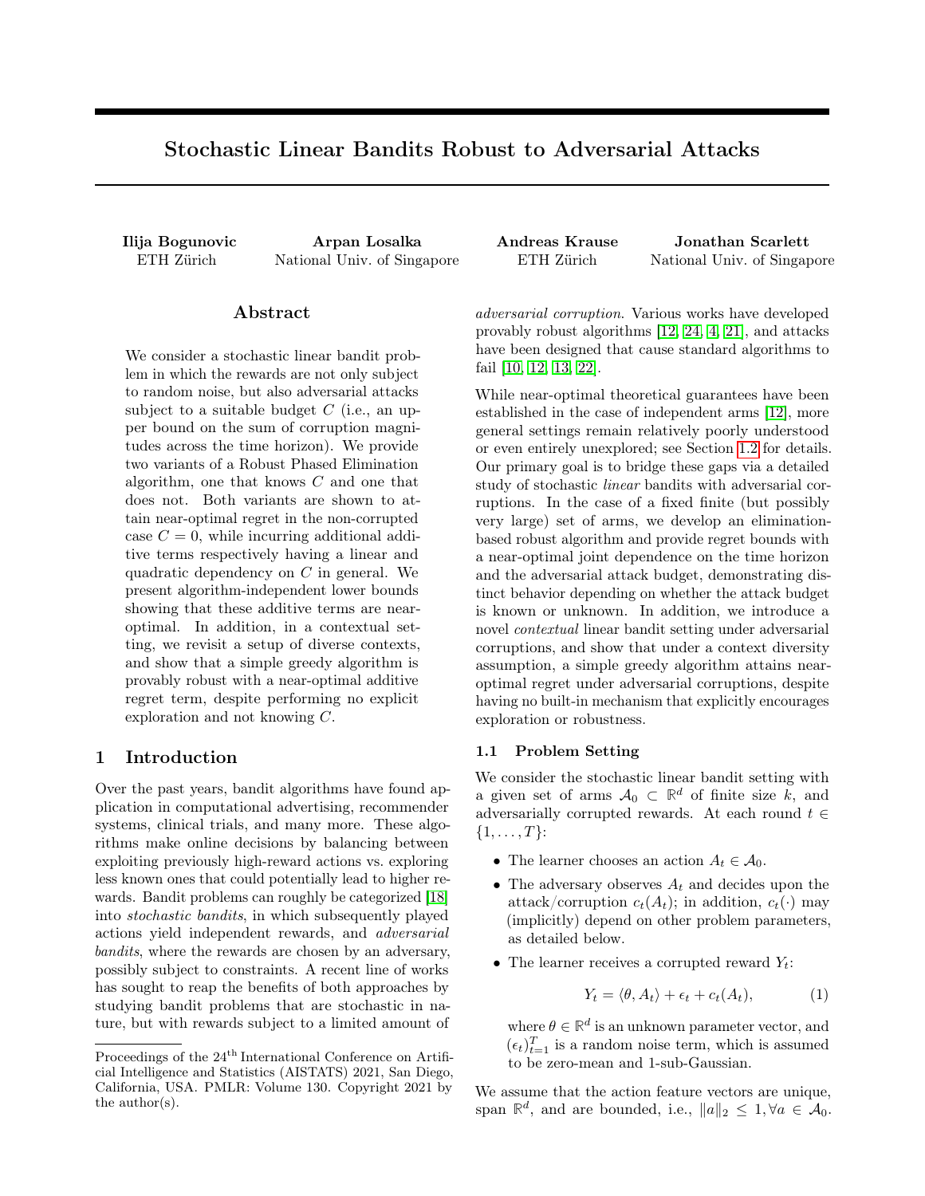# Stochastic Linear Bandits Robust to Adversarial Attacks

**Ilija Bogunovic**
ETH Zürich

**Arpan Losalka**
National Univ. of Singapore

**Andreas Krause**
ETH Zürich

**Jonathan Scarlett**
National Univ. of Singapore

## Abstract

We consider a stochastic linear bandit problem in which the rewards are not only subject to random noise, but also adversarial attacks subject to a suitable budget $C$ (i.e., an upper bound on the sum of corruption magnitudes across the time horizon). We provide two variants of a Robust Phased Elimination algorithm, one that knows $C$ and one that does not. Both variants are shown to attain near-optimal regret in the non-corrupted case $C = 0$, while incurring additional additive terms respectively having a linear and quadratic dependency on $C$ in general. We present algorithm-independent lower bounds showing that these additive terms are near-optimal. In addition, in a contextual setting, we revisit a setup of diverse contexts, and show that a simple greedy algorithm is provably robust with a near-optimal additive regret term, despite performing no explicit exploration and not knowing $C$.

## 1 Introduction

Over the past years, bandit algorithms have found application in computational advertising, recommender systems, clinical trials, and many more. These algorithms make online decisions by balancing between exploiting previously high-reward actions vs. exploring less known ones that could potentially lead to higher rewards. Bandit problems can roughly be categorized [18] into *stochastic bandits*, in which subsequently played actions yield independent rewards, and *adversarial bandits*, where the rewards are chosen by an adversary, possibly subject to constraints. A recent line of works has sought to reap the benefits of both approaches by studying bandit problems that are stochastic in nature, but with rewards subject to a limited amount of *adversarial corruption*. Various works have developed provably robust algorithms [12, 24, 4, 21], and attacks have been designed that cause standard algorithms to fail [10, 12, 13, 22].

While near-optimal theoretical guarantees have been established in the case of independent arms [12], more general settings remain relatively poorly understood or even entirely unexplored; see Section 1.2 for details. Our primary goal is to bridge these gaps via a detailed study of stochastic *linear* bandits with adversarial corruptions. In the case of a fixed finite (but possibly very large) set of arms, we develop an elimination-based robust algorithm and provide regret bounds with a near-optimal joint dependence on the time horizon and the adversarial attack budget, demonstrating distinct behavior depending on whether the attack budget is known or unknown. In addition, we introduce a novel *contextual* linear bandit setting under adversarial corruptions, and show that under a context diversity assumption, a simple greedy algorithm attains near-optimal regret under adversarial corruptions, despite having no built-in mechanism that explicitly encourages exploration or robustness.

### 1.1 Problem Setting

We consider the stochastic linear bandit setting with a given set of arms $\mathcal{A}_0 \subset \mathbb{R}^d$ of finite size $k$, and adversarially corrupted rewards. At each round $t \in \{1, \dots, T\}$:

- The learner chooses an action $A_t \in \mathcal{A}_0$.
- The adversary observes $A_t$ and decides upon the attack/corruption $c_t(A_t)$; in addition, $c_t(\cdot)$ may (implicitly) depend on other problem parameters, as detailed below.
- The learner receives a corrupted reward $Y_t$:

$$Y_t = \langle \theta, A_t \rangle + \epsilon_t + c_t(A_t), \tag{1}$$

  where $\theta \in \mathbb{R}^d$ is an unknown parameter vector, and $(\epsilon_t)_{t=1}^T$ is a random noise term, which is assumed to be zero-mean and 1-sub-Gaussian.

We assume that the action feature vectors are unique, span $\mathbb{R}^d$, and are bounded, i.e., $\|a\|_2 \le 1, \forall a \in \mathcal{A}_0$.

Proceedings of the 24[th] International Conference on Artificial Intelligence and Statistics (AISTATS) 2021, San Diego, California, USA. PMLR: Volume 130. Copyright 2021 by the author(s).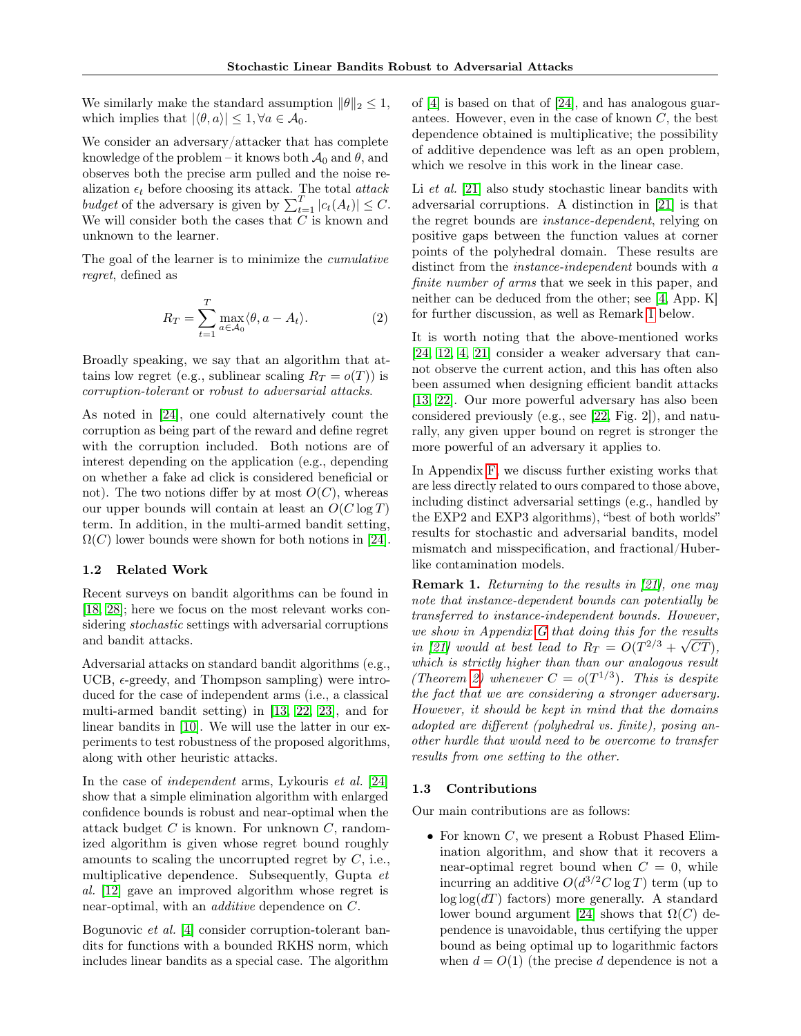We similarly make the standard assumption $\|\theta\|_2 \leq 1$, which implies that $|\langle \theta, a \rangle| \leq 1, \forall a \in \mathcal{A}_0$.

We consider an adversary/attacker that has complete knowledge of the problem – it knows both $\mathcal{A}_0$ and $\theta$, and observes both the precise arm pulled and the noise realization $\epsilon_t$ before choosing its attack. The total *attack budget* of the adversary is given by $\sum_{t=1}^T |c_t(A_t)| \leq C$. We will consider both the cases that $C$ is known and unknown to the learner.

The goal of the learner is to minimize the *cumulative regret*, defined as

$$R_T = \sum_{t=1}^{T} \max_{a \in \mathcal{A}_0} \langle \theta, a - A_t \rangle. \tag{2}$$

Broadly speaking, we say that an algorithm that attains low regret (e.g., sublinear scaling $R_T = o(T)$) is *corruption-tolerant* or *robust to adversarial attacks*.

As noted in [24], one could alternatively count the corruption as being part of the reward and define regret with the corruption included. Both notions are of interest depending on the application (e.g., depending on whether a fake ad click is considered beneficial or not). The two notions differ by at most $O(C)$, whereas our upper bounds will contain at least an $O(C \log T)$ term. In addition, in the multi-armed bandit setting, $\Omega(C)$ lower bounds were shown for both notions in [24].

### 1.2 Related Work

Recent surveys on bandit algorithms can be found in [18, 28]; here we focus on the most relevant works considering *stochastic* settings with adversarial corruptions and bandit attacks.

Adversarial attacks on standard bandit algorithms (e.g., UCB, $\epsilon$-greedy, and Thompson sampling) were introduced for the case of independent arms (i.e., a classical multi-armed bandit setting) in [13, 22, 23], and for linear bandits in [10]. We will use the latter in our experiments to test robustness of the proposed algorithms, along with other heuristic attacks.

In the case of *independent* arms, Lykouris *et al.* [24] show that a simple elimination algorithm with enlarged confidence bounds is robust and near-optimal when the attack budget $C$ is known. For unknown $C$, randomized algorithm is given whose regret bound roughly amounts to scaling the uncorrupted regret by $C$, i.e., multiplicative dependence. Subsequently, Gupta *et al.* [12] gave an improved algorithm whose regret is near-optimal, with an *additive* dependence on $C$.

Bogunovic *et al.* [4] consider corruption-tolerant bandits for functions with a bounded RKHS norm, which includes linear bandits as a special case. The algorithm of [4] is based on that of [24], and has analogous guarantees. However, even in the case of known $C$, the best dependence obtained is multiplicative; the possibility of additive dependence was left as an open problem, which we resolve in this work in the linear case.

Li *et al.* [21] also study stochastic linear bandits with adversarial corruptions. A distinction in [21] is that the regret bounds are *instance-dependent*, relying on positive gaps between the function values at corner points of the polyhedral domain. These results are distinct from the *instance-independent* bounds with *a finite number of arms* that we seek in this paper, and neither can be deduced from the other; see [4, App. K] for further discussion, as well as Remark 1 below.

It is worth noting that the above-mentioned works [24, 12, 4, 21] consider a weaker adversary that cannot observe the current action, and this has often also been assumed when designing efficient bandit attacks [13, 22]. Our more powerful adversary has also been considered previously (e.g., see [22, Fig. 2]), and naturally, any given upper bound on regret is stronger the more powerful of an adversary it applies to.

In Appendix F, we discuss further existing works that are less directly related to ours compared to those above, including distinct adversarial settings (e.g., handled by the EXP2 and EXP3 algorithms), "best of both worlds" results for stochastic and adversarial bandits, model mismatch and misspecification, and fractional/Huber-like contamination models.

**Remark 1.** *Returning to the results in [21], one may note that instance-dependent bounds can potentially be transferred to instance-independent bounds. However, we show in Appendix G that doing this for the results in [21] would at best lead to $R_T = O(T^{2/3} + \sqrt{CT})$, which is strictly higher than than our analogous result (Theorem 2) whenever $C = o(T^{1/3})$. This is despite the fact that we are considering a stronger adversary. However, it should be kept in mind that the domains adopted are different (polyhedral vs. finite), posing another hurdle that would need to be overcome to transfer results from one setting to the other.*

### 1.3 Contributions

Our main contributions are as follows:

- For known $C$, we present a Robust Phased Elimination algorithm, and show that it recovers a near-optimal regret bound when $C = 0$, while incurring an additive $O(d^{3/2} C \log T)$ term (up to $\log\log(dT)$ factors) more generally. A standard lower bound argument [24] shows that $\Omega(C)$ dependence is unavoidable, thus certifying the upper bound as being optimal up to logarithmic factors when $d = O(1)$ (the precise $d$ dependence is not a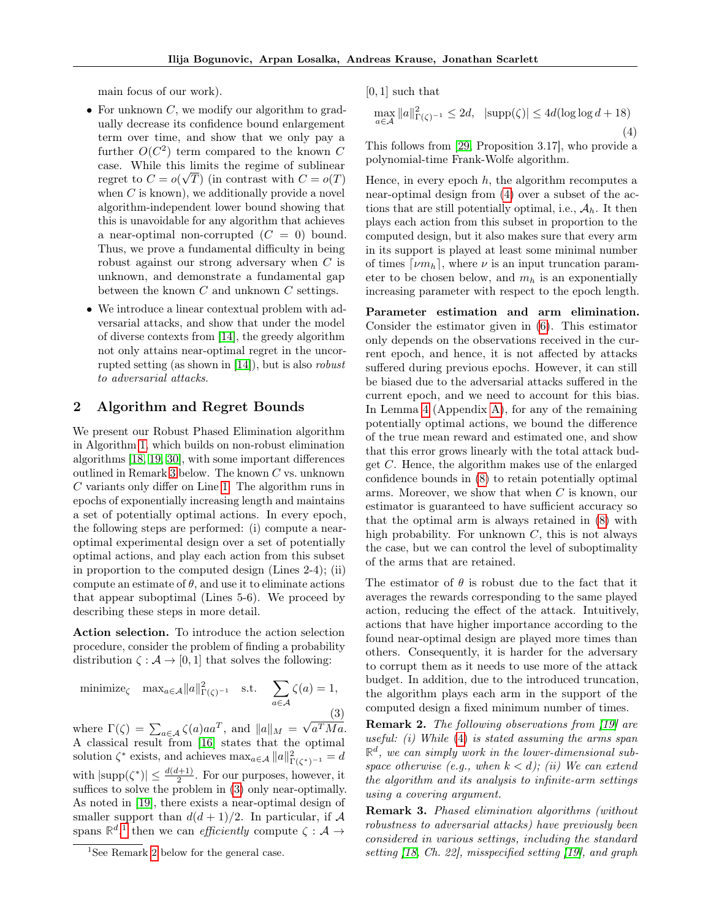main focus of our work).

- For unknown $C$, we modify our algorithm to gradually decrease its confidence bound enlargement term over time, and show that we only pay a further $O(C^2)$ term compared to the known $C$ case. While this limits the regime of sublinear regret to $C = o(\sqrt{T})$ (in contrast with $C = o(T)$ when $C$ is known), we additionally provide a novel algorithm-independent lower bound showing that this is unavoidable for any algorithm that achieves a near-optimal non-corrupted ($C = 0$) bound. Thus, we prove a fundamental difficulty in being robust against our strong adversary when $C$ is unknown, and demonstrate a fundamental gap between the known $C$ and unknown $C$ settings.
- We introduce a linear contextual problem with adversarial attacks, and show that under the model of diverse contexts from [14], the greedy algorithm not only attains near-optimal regret in the uncorrupted setting (as shown in [14]), but is also *robust to adversarial attacks*.

## 2 Algorithm and Regret Bounds

We present our Robust Phased Elimination algorithm in Algorithm 1, which builds on non-robust elimination algorithms [18, 19, 30], with some important differences outlined in Remark 3 below. The known $C$ vs. unknown $C$ variants only differ on Line 1. The algorithm runs in epochs of exponentially increasing length and maintains a set of potentially optimal actions. In every epoch, the following steps are performed: (i) compute a near-optimal experimental design over a set of potentially optimal actions, and play each action from this subset in proportion to the computed design (Lines 2-4); (ii) compute an estimate of $\theta$, and use it to eliminate actions that appear suboptimal (Lines 5-6). We proceed by describing these steps in more detail.

**Action selection.** To introduce the action selection procedure, consider the problem of finding a probability distribution $\zeta : \mathcal{A} \to [0, 1]$ that solves the following:

$$\text{minimize}_{\zeta} \quad \max_{a \in \mathcal{A}} \|a\|^2_{\Gamma(\zeta)^{-1}} \quad \text{s.t.} \quad \sum_{a \in \mathcal{A}} \zeta(a) = 1, \tag{3}$$

where $\Gamma(\zeta) = \sum_{a \in \mathcal{A}} \zeta(a) aa^T$, and $\|a\|_M = \sqrt{a^T M a}$. A classical result from [16] states that the optimal solution $\zeta^*$ exists, and achieves $\max_{a \in \mathcal{A}} \|a\|^2_{\Gamma(\zeta^*)^{-1}} = d$ with $|\text{supp}(\zeta^*)| \leq \frac{d(d+1)}{2}$. For our purposes, however, it suffices to solve the problem in (3) only near-optimally. As noted in [19], there exists a near-optimal design of smaller support than $d(d+1)/2$. In particular, if $\mathcal{A}$ spans $\mathbb{R}^d$,[1] then we can *efficiently* compute $\zeta : \mathcal{A} \to [0, 1]$ such that

$$\max_{a \in \mathcal{A}} \|a\|^2_{\Gamma(\zeta)^{-1}} \leq 2d, \quad |\text{supp}(\zeta)| \leq 4d(\log\log d + 18) \tag{4}$$

This follows from [29, Proposition 3.17], who provide a polynomial-time Frank-Wolfe algorithm.

Hence, in every epoch $h$, the algorithm recomputes a near-optimal design from (4) over a subset of the actions that are still potentially optimal, i.e., $\mathcal{A}_h$. It then plays each action from this subset in proportion to the computed design, but it also makes sure that every arm in its support is played at least some minimal number of times $\lceil \nu m_h \rceil$, where $\nu$ is an input truncation parameter to be chosen below, and $m_h$ is an exponentially increasing parameter with respect to the epoch length.

**Parameter estimation and arm elimination.** Consider the estimator given in (6). This estimator only depends on the observations received in the current epoch, and hence, it is not affected by attacks suffered during previous epochs. However, it can still be biased due to the adversarial attacks suffered in the current epoch, and we need to account for this bias. In Lemma 4 (Appendix A), for any of the remaining potentially optimal actions, we bound the difference of the true mean reward and estimated one, and show that this error grows linearly with the total attack budget $C$. Hence, the algorithm makes use of the enlarged confidence bounds in (8) to retain potentially optimal arms. Moreover, we show that when $C$ is known, our estimator is guaranteed to have sufficient accuracy so that the optimal arm is always retained in (8) with high probability. For unknown $C$, this is not always the case, but we can control the level of suboptimality of the arms that are retained.

The estimator of $\theta$ is robust due to the fact that it averages the rewards corresponding to the same played action, reducing the effect of the attack. Intuitively, actions that have higher importance according to the found near-optimal design are played more times than others. Consequently, it is harder for the adversary to corrupt them as it needs to use more of the attack budget. In addition, due to the introduced truncation, the algorithm plays each arm in the support of the computed design a fixed minimum number of times.

**Remark 2.** *The following observations from [19] are useful: (i) While (4) is stated assuming the arms span $\mathbb{R}^d$, we can simply work in the lower-dimensional subspace otherwise (e.g., when $k < d$); (ii) We can extend the algorithm and its analysis to infinite-arm settings using a covering argument.*

**Remark 3.** *Phased elimination algorithms (without robustness to adversarial attacks) have previously been considered in various settings, including the standard setting [18, Ch. 22], misspecified setting [19], and graph*

[1] See Remark 2 below for the general case.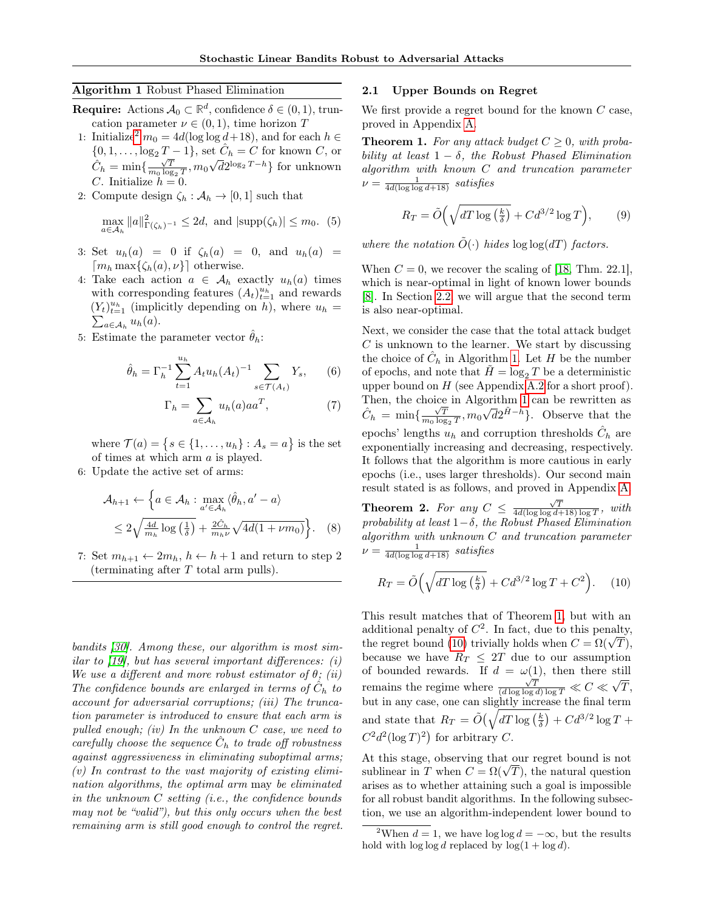**Algorithm 1** Robust Phased Elimination

**Require:** Actions $\mathcal{A}_0 \subset \mathbb{R}^d$, confidence $\delta \in (0,1)$, truncation parameter $\nu \in (0,1)$, time horizon $T$

1: Initialize[2] $m_0 = 4d(\log\log d + 18)$, and for each $h \in \{0, 1, \dots, \log_2 T - 1\}$, set $\hat{C}_h = C$ for known $C$, or $\hat{C}_h = \min\{\frac{\sqrt{T}}{m_0 \log_2 T}, m_0\sqrt{d}2^{\log_2 T - h}\}$ for unknown $C$. Initialize $h = 0$.

2: Compute design $\zeta_h : \mathcal{A}_h \to [0,1]$ such that

$$\max_{a \in \mathcal{A}_h} \|a\|^2_{\Gamma(\zeta_h)^{-1}} \le 2d, \text{ and } |\mathrm{supp}(\zeta_h)| \le m_0. \quad (5)$$

3: Set $u_h(a) = 0$ if $\zeta_h(a) = 0$, and $u_h(a) = \lceil m_h \max\{\zeta_h(a), \nu\}\rceil$ otherwise.

4: Take each action $a \in \mathcal{A}_h$ exactly $u_h(a)$ times with corresponding features $(A_t)_{t=1}^{u_h}$ and rewards $(Y_t)_{t=1}^{u_h}$ (implicitly depending on $h$), where $u_h = \sum_{a \in \mathcal{A}_h} u_h(a)$.

5: Estimate the parameter vector $\hat{\theta}_h$:

$$\hat{\theta}_h = \Gamma_h^{-1} \sum_{t=1}^{u_h} A_t u_h(A_t)^{-1} \sum_{s \in \mathcal{T}(A_t)} Y_s, \quad (6)$$

$$\Gamma_h = \sum_{a \in \mathcal{A}_h} u_h(a) a a^T, \quad (7)$$

where $\mathcal{T}(a) = \{s \in \{1, \dots, u_h\} : A_s = a\}$ is the set of times at which arm $a$ is played.

6: Update the active set of arms:

$$\mathcal{A}_{h+1} \leftarrow \Big\{a \in \mathcal{A}_h : \max_{a' \in \mathcal{A}_h} \langle \hat{\theta}_h, a' - a\rangle \le 2\sqrt{\tfrac{4d}{m_h}\log\left(\tfrac{1}{\delta}\right)} + \tfrac{2\hat{C}_h}{m_h \nu}\sqrt{4d(1+\nu m_0)}\Big\}. \quad (8)$$

7: Set $m_{h+1} \leftarrow 2m_h$, $h \leftarrow h+1$ and return to step 2 (terminating after $T$ total arm pulls).

*bandits [30]. Among these, our algorithm is most similar to [19], but has several important differences: (i) We use a different and more robust estimator of $\theta$; (ii) The confidence bounds are enlarged in terms of $\hat{C}_h$ to account for adversarial corruptions; (iii) The truncation parameter is introduced to ensure that each arm is pulled enough; (iv) In the unknown $C$ case, we need to carefully choose the sequence $\hat{C}_h$ to trade off robustness against aggressiveness in eliminating suboptimal arms; (v) In contrast to the vast majority of existing elimination algorithms, the optimal arm* may be eliminated *in the unknown $C$ setting (i.e., the confidence bounds may not be "valid"), but this only occurs when the best remaining arm is still good enough to control the regret.*

### 2.1 Upper Bounds on Regret

We first provide a regret bound for the known $C$ case, proved in Appendix A.

**Theorem 1.** *For any attack budget $C \ge 0$, with probability at least $1-\delta$, the Robust Phased Elimination algorithm with known $C$ and truncation parameter $\nu = \frac{1}{4d(\log\log d + 18)}$ satisfies*

$$R_T = \tilde{O}\Big(\sqrt{dT\log\left(\tfrac{k}{\delta}\right)} + Cd^{3/2}\log T\Big), \quad (9)$$

*where the notation $\tilde{O}(\cdot)$ hides $\log\log(dT)$ factors.*

When $C = 0$, we recover the scaling of [18, Thm. 22.1], which is near-optimal in light of known lower bounds [8]. In Section 2.2, we will argue that the second term is also near-optimal.

Next, we consider the case that the total attack budget $C$ is unknown to the learner. We start by discussing the choice of $\hat{C}_h$ in Algorithm 1. Let $H$ be the number of epochs, and note that $\tilde{H} = \log_2 T$ be a deterministic upper bound on $H$ (see Appendix A.2 for a short proof). Then, the choice in Algorithm 1 can be rewritten as $\hat{C}_h = \min\{\frac{\sqrt{T}}{m_0 \log_2 T}, m_0\sqrt{d}2^{\tilde{H}-h}\}$. Observe that the epochs' lengths $u_h$ and corruption thresholds $\hat{C}_h$ are exponentially increasing and decreasing, respectively. It follows that the algorithm is more cautious in early epochs (i.e., uses larger thresholds). Our second main result stated is as follows, and proved in Appendix A.

**Theorem 2.** *For any $C \le \frac{\sqrt{T}}{4d(\log\log d + 18)\log T}$, with probability at least $1-\delta$, the Robust Phased Elimination algorithm with unknown $C$ and truncation parameter $\nu = \frac{1}{4d(\log\log d + 18)}$ satisfies*

$$R_T = \tilde{O}\Big(\sqrt{dT\log\left(\tfrac{k}{\delta}\right)} + Cd^{3/2}\log T + C^2\Big). \quad (10)$$

This result matches that of Theorem 1, but with an additional penalty of $C^2$. In fact, due to this penalty, the regret bound (10) trivially holds when $C = \Omega(\sqrt{T})$, because we have $R_T \le 2T$ due to our assumption of bounded rewards. If $d = \omega(1)$, then there still remains the regime where $\frac{\sqrt{T}}{(d\log\log d)\log T} \ll C \ll \sqrt{T}$, but in any case, one can slightly increase the final term and state that $R_T = \tilde{O}\Big(\sqrt{dT\log\left(\frac{k}{\delta}\right)} + Cd^{3/2}\log T + C^2 d^2 (\log T)^2\Big)$ for arbitrary $C$.

At this stage, observing that our regret bound is not sublinear in $T$ when $C = \Omega(\sqrt{T})$, the natural question arises as to whether attaining such a goal is impossible for all robust bandit algorithms. In the following subsection, we use an algorithm-independent lower bound to

[2]When $d = 1$, we have $\log\log d = -\infty$, but the results hold with $\log\log d$ replaced by $\log(1 + \log d)$.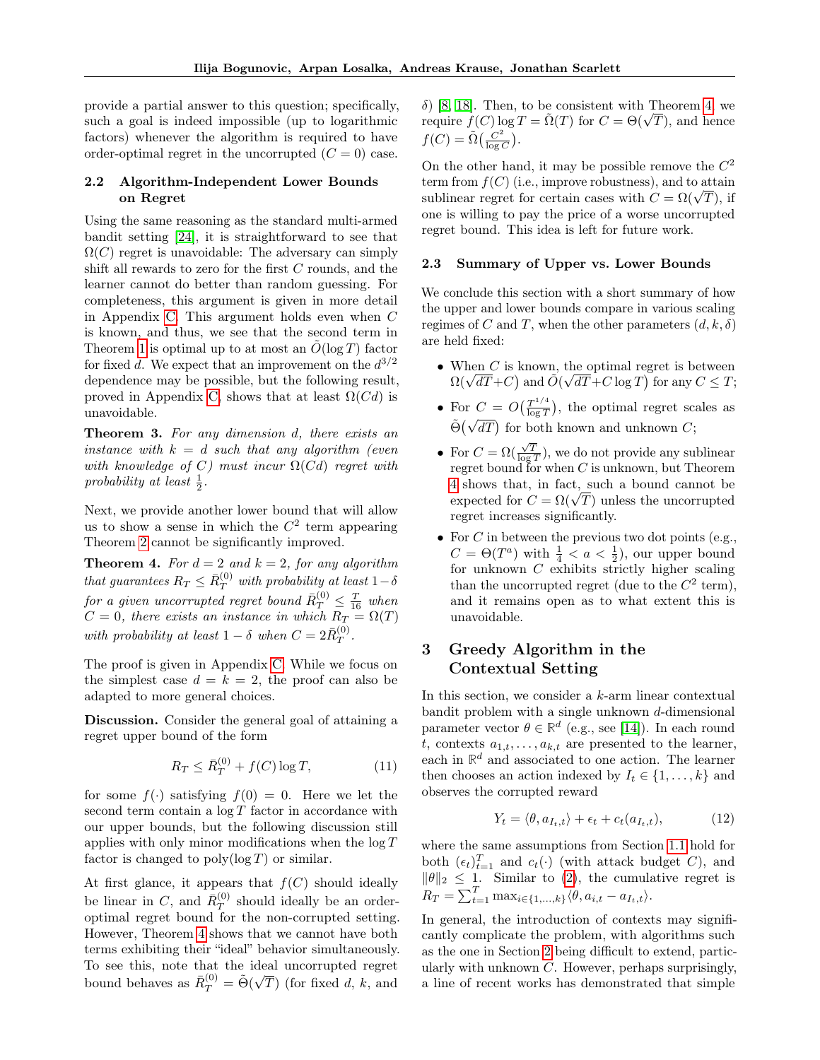provide a partial answer to this question; specifically, such a goal is indeed impossible (up to logarithmic factors) whenever the algorithm is required to have order-optimal regret in the uncorrupted ($C = 0$) case.

### 2.2 Algorithm-Independent Lower Bounds on Regret

Using the same reasoning as the standard multi-armed bandit setting [24], it is straightforward to see that $\Omega(C)$ regret is unavoidable: The adversary can simply shift all rewards to zero for the first $C$ rounds, and the learner cannot do better than random guessing. For completeness, this argument is given in more detail in Appendix C. This argument holds even when $C$ is known, and thus, we see that the second term in Theorem 1 is optimal up to at most an $\tilde{O}(\log T)$ factor for fixed $d$. We expect that an improvement on the $d^{3/2}$ dependence may be possible, but the following result, proved in Appendix C, shows that at least $\Omega(Cd)$ is unavoidable.

**Theorem 3.** *For any dimension $d$, there exists an instance with $k = d$ such that any algorithm (even with knowledge of $C$) must incur $\Omega(Cd)$ regret with probability at least $\frac{1}{2}$.*

Next, we provide another lower bound that will allow us to show a sense in which the $C^2$ term appearing Theorem 2 cannot be significantly improved.

**Theorem 4.** *For $d = 2$ and $k = 2$, for any algorithm that guarantees $R_T \le \bar{R}_T^{(0)}$ with probability at least $1-\delta$ for a given uncorrupted regret bound $\bar{R}_T^{(0)} \le \frac{T}{16}$ when $C = 0$, there exists an instance in which $R_T = \Omega(T)$ with probability at least $1 - \delta$ when $C = 2\bar{R}_T^{(0)}$.*

The proof is given in Appendix C. While we focus on the simplest case $d = k = 2$, the proof can also be adapted to more general choices.

**Discussion.** Consider the general goal of attaining a regret upper bound of the form

$$R_T \le \bar{R}_T^{(0)} + f(C) \log T, \tag{11}$$

for some $f(\cdot)$ satisfying $f(0) = 0$. Here we let the second term contain a $\log T$ factor in accordance with our upper bounds, but the following discussion still applies with only minor modifications when the $\log T$ factor is changed to $\mathrm{poly}(\log T)$ or similar.

At first glance, it appears that $f(C)$ should ideally be linear in $C$, and $\bar{R}_T^{(0)}$ should ideally be an order-optimal regret bound for the non-corrupted setting. However, Theorem 4 shows that we cannot have both terms exhibiting their "ideal" behavior simultaneously. To see this, note that the ideal uncorrupted regret bound behaves as $\bar{R}_T^{(0)} = \tilde{\Theta}(\sqrt{T})$ (for fixed $d$, $k$, and $\delta$) [8, 18]. Then, to be consistent with Theorem 4, we require $f(C)\log T = \tilde{\Omega}(T)$ for $C = \Theta(\sqrt{T})$, and hence $f(C) = \tilde{\Omega}\big(\frac{C^2}{\log C}\big)$.

On the other hand, it may be possible remove the $C^2$ term from $f(C)$ (i.e., improve robustness), and to attain sublinear regret for certain cases with $C = \Omega(\sqrt{T})$, if one is willing to pay the price of a worse uncorrupted regret bound. This idea is left for future work.

### 2.3 Summary of Upper vs. Lower Bounds

We conclude this section with a short summary of how the upper and lower bounds compare in various scaling regimes of $C$ and $T$, when the other parameters $(d, k, \delta)$ are held fixed:

- When $C$ is known, the optimal regret is between $\Omega(\sqrt{dT}+C)$ and $\tilde{O}(\sqrt{dT}+C\log T)$ for any $C \le T$;
- For $C = O\big(\frac{T^{1/4}}{\log T}\big)$, the optimal regret scales as $\tilde{\Theta}\big(\sqrt{dT}\big)$ for both known and unknown $C$;
- For $C = \Omega(\frac{\sqrt{T}}{\log T})$, we do not provide any sublinear regret bound for when $C$ is unknown, but Theorem 4 shows that, in fact, such a bound cannot be expected for $C = \Omega(\sqrt{T})$ unless the uncorrupted regret increases significantly.
- For $C$ in between the previous two dot points (e.g., $C = \Theta(T^a)$ with $\frac{1}{4} < a < \frac{1}{2}$), our upper bound for unknown $C$ exhibits strictly higher scaling than the uncorrupted regret (due to the $C^2$ term), and it remains open as to what extent this is unavoidable.

## 3 Greedy Algorithm in the Contextual Setting

In this section, we consider a $k$-arm linear contextual bandit problem with a single unknown $d$-dimensional parameter vector $\theta \in \mathbb{R}^d$ (e.g., see [14]). In each round $t$, contexts $a_{1,t}, \dots, a_{k,t}$ are presented to the learner, each in $\mathbb{R}^d$ and associated to one action. The learner then chooses an action indexed by $I_t \in \{1, \dots, k\}$ and observes the corrupted reward

$$Y_t = \langle \theta, a_{I_t,t} \rangle + \epsilon_t + c_t(a_{I_t,t}), \tag{12}$$

where the same assumptions from Section 1.1 hold for both $(\epsilon_t)_{t=1}^T$ and $c_t(\cdot)$ (with attack budget $C$), and $\|\theta\|_2 \le 1$. Similar to (2), the cumulative regret is $R_T = \sum_{t=1}^T \max_{i\in\{1,\dots,k\}} \langle \theta, a_{i,t} - a_{I_t,t} \rangle$.

In general, the introduction of contexts may significantly complicate the problem, with algorithms such as the one in Section 2 being difficult to extend, particularly with unknown $C$. However, perhaps surprisingly, a line of recent works has demonstrated that simple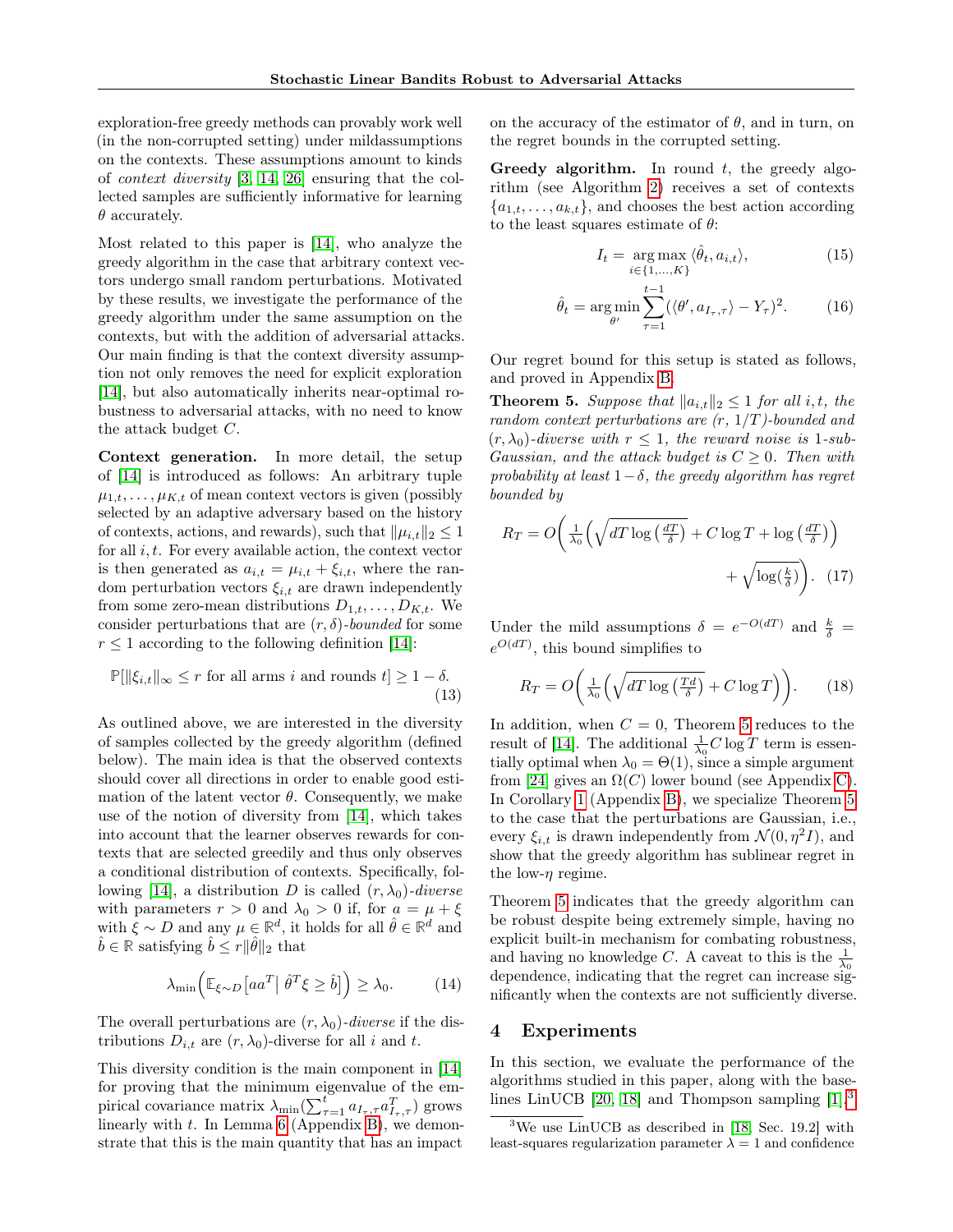exploration-free greedy methods can provably work well (in the non-corrupted setting) under mildassumptions on the contexts. These assumptions amount to kinds of *context diversity* [3, 14, 26] ensuring that the collected samples are sufficiently informative for learning $\theta$ accurately.

Most related to this paper is [14], who analyze the greedy algorithm in the case that arbitrary context vectors undergo small random perturbations. Motivated by these results, we investigate the performance of the greedy algorithm under the same assumption on the contexts, but with the addition of adversarial attacks. Our main finding is that the context diversity assumption not only removes the need for explicit exploration [14], but also automatically inherits near-optimal robustness to adversarial attacks, with no need to know the attack budget $C$.

**Context generation.** In more detail, the setup of [14] is introduced as follows: An arbitrary tuple $\mu_{1,t}, \dots, \mu_{K,t}$ of mean context vectors is given (possibly selected by an adaptive adversary based on the history of contexts, actions, and rewards), such that $\|\mu_{i,t}\|_2 \le 1$ for all $i, t$. For every available action, the context vector is then generated as $a_{i,t} = \mu_{i,t} + \xi_{i,t}$, where the random perturbation vectors $\xi_{i,t}$ are drawn independently from some zero-mean distributions $D_{1,t}, \dots, D_{K,t}$. We consider perturbations that are $(r, \delta)$-*bounded* for some $r \le 1$ according to the following definition [14]:

$$\mathbb{P}[\|\xi_{i,t}\|_\infty \le r \text{ for all arms } i \text{ and rounds } t] \ge 1 - \delta. \tag{13}$$

As outlined above, we are interested in the diversity of samples collected by the greedy algorithm (defined below). The main idea is that the observed contexts should cover all directions in order to enable good estimation of the latent vector $\theta$. Consequently, we make use of the notion of diversity from [14], which takes into account that the learner observes rewards for contexts that are selected greedily and thus only observes a conditional distribution of contexts. Specifically, following [14], a distribution $D$ is called $(r, \lambda_0)$-*diverse* with parameters $r > 0$ and $\lambda_0 > 0$ if, for $a = \mu + \xi$ with $\xi \sim D$ and any $\mu \in \mathbb{R}^d$, it holds for all $\hat{\theta} \in \mathbb{R}^d$ and $\hat{b} \in \mathbb{R}$ satisfying $\hat{b} \le r\|\hat{\theta}\|_2$ that

$$\lambda_{\min}\Big(\mathbb{E}_{\xi \sim D}\big[aa^T \big| \, \hat{\theta}^T \xi \ge \hat{b}\big]\Big) \ge \lambda_0. \tag{14}$$

The overall perturbations are $(r, \lambda_0)$-*diverse* if the distributions $D_{i,t}$ are $(r, \lambda_0)$-diverse for all $i$ and $t$.

This diversity condition is the main component in [14] for proving that the minimum eigenvalue of the empirical covariance matrix $\lambda_{\min}(\sum_{\tau=1}^{t} a_{I_\tau,\tau} a_{I_\tau,\tau}^T)$ grows linearly with $t$. In Lemma 6 (Appendix B), we demonstrate that this is the main quantity that has an impact on the accuracy of the estimator of $\theta$, and in turn, on the regret bounds in the corrupted setting.

**Greedy algorithm.** In round $t$, the greedy algorithm (see Algorithm 2) receives a set of contexts $\{a_{1,t}, \dots, a_{k,t}\}$, and chooses the best action according to the least squares estimate of $\theta$:

$$I_t = \underset{i \in \{1,\dots,K\}}{\arg\max} \langle \hat{\theta}_t, a_{i,t} \rangle, \tag{15}$$

$$\hat{\theta}_t = \underset{\theta'}{\arg\min} \sum_{\tau=1}^{t-1} (\langle \theta', a_{I_\tau,\tau} \rangle - Y_\tau)^2. \tag{16}$$

Our regret bound for this setup is stated as follows, and proved in Appendix B.

**Theorem 5.** *Suppose that $\|a_{i,t}\|_2 \le 1$ for all $i, t$, the random context perturbations are $(r, 1/T)$-bounded and $(r, \lambda_0)$-diverse with $r \le 1$, the reward noise is 1-sub-Gaussian, and the attack budget is $C \ge 0$. Then with probability at least $1 - \delta$, the greedy algorithm has regret bounded by*

$$R_T = O\bigg( \tfrac{1}{\lambda_0}\Big( \sqrt{dT \log\big(\tfrac{dT}{\delta}\big)} + C \log T + \log\big(\tfrac{dT}{\delta}\big) \Big) + \sqrt{\log(\tfrac{k}{\delta})} \bigg). \tag{17}$$

Under the mild assumptions $\delta = e^{-O(dT)}$ and $\frac{k}{\delta} = e^{O(dT)}$, this bound simplifies to

$$R_T = O\bigg( \tfrac{1}{\lambda_0}\Big( \sqrt{dT \log\big(\tfrac{Td}{\delta}\big)} + C \log T \Big) \bigg). \tag{18}$$

In addition, when $C = 0$, Theorem 5 reduces to the result of [14]. The additional $\frac{1}{\lambda_0} C \log T$ term is essentially optimal when $\lambda_0 = \Theta(1)$, since a simple argument from [24] gives an $\Omega(C)$ lower bound (see Appendix C). In Corollary 1 (Appendix B), we specialize Theorem 5 to the case that the perturbations are Gaussian, i.e., every $\xi_{i,t}$ is drawn independently from $\mathcal{N}(0, \eta^2 I)$, and show that the greedy algorithm has sublinear regret in the low-$\eta$ regime.

Theorem 5 indicates that the greedy algorithm can be robust despite being extremely simple, having no explicit built-in mechanism for combating robustness, and having no knowledge $C$. A caveat to this is the $\frac{1}{\lambda_0}$ dependence, indicating that the regret can increase significantly when the contexts are not sufficiently diverse.

## 4 Experiments

In this section, we evaluate the performance of the algorithms studied in this paper, along with the baselines LinUCB [20, 18] and Thompson sampling [1].[3]

[3]We use LinUCB as described in [18, Sec. 19.2] with least-squares regularization parameter $\lambda = 1$ and confidence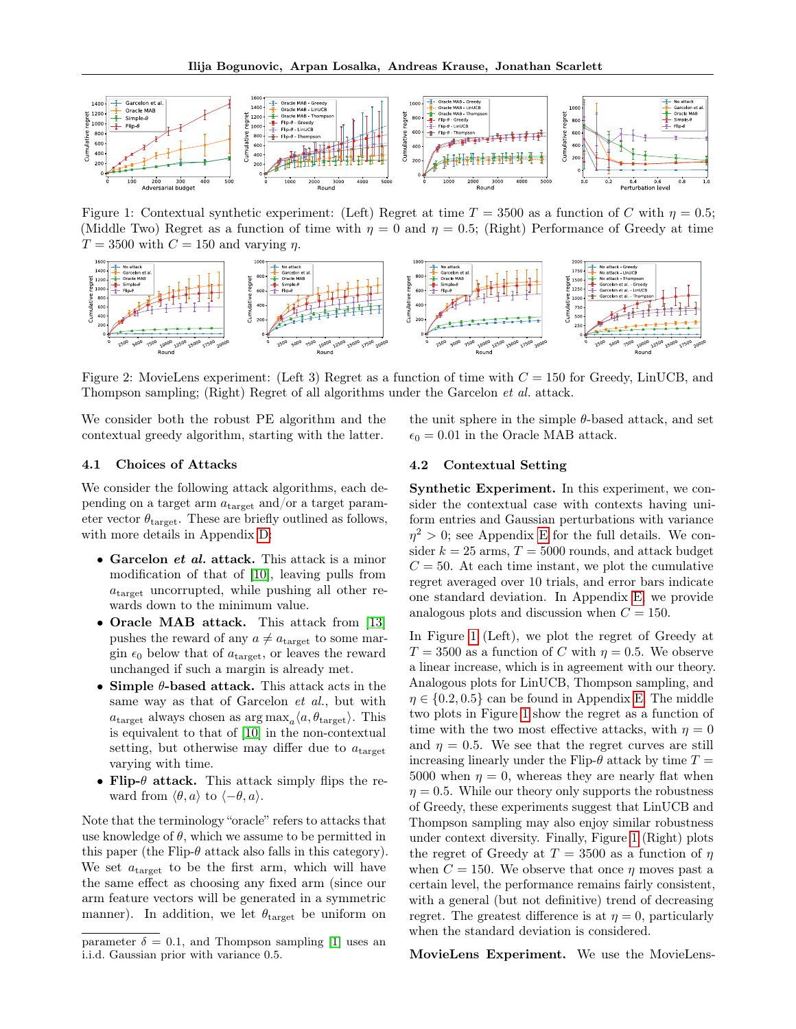Figure 1 (Left): Adversarial budget; Cumulative regret; legend: Garcelon et al., Oracle MAB, Simple-$\theta$, Flip-$\theta$

Figure 1 (Middle Two): Round; Cumulative regret; legend: Oracle MAB - Greedy, Oracle MAB - LinUCB, Oracle MAB - Thompson, Flip-$\theta$ - Greedy, Flip-$\theta$ - LinUCB, Flip-$\theta$ - Thompson

Figure 1 (Right): Perturbation level; Cumulative regret; legend: No attack, Garcelon et al., Oracle MAB, Simple-$\theta$, Flip-$\theta$

Figure 1: Contextual synthetic experiment: (Left) Regret at time $T = 3500$ as a function of $C$ with $\eta = 0.5$; (Middle Two) Regret as a function of time with $\eta = 0$ and $\eta = 0.5$; (Right) Performance of Greedy at time $T = 3500$ with $C = 150$ and varying $\eta$.

Figure 2 (Left 3): Round; Cumulative regret; legend: No attack, Garcelon et al., Oracle MAB, Simple-$\theta$, Flip-$\theta$

Figure 2 (Right): Round; Cumulative regret; legend: No attack - Greedy, No attack - LinUCB, No attack - Thompson, Garcelon et al. - Greedy, Garcelon et al. - LinUCB, Garcelon et al. - Thompson

Figure 2: MovieLens experiment: (Left 3) Regret as a function of time with $C = 150$ for Greedy, LinUCB, and Thompson sampling; (Right) Regret of all algorithms under the Garcelon *et al.* attack.

We consider both the robust PE algorithm and the contextual greedy algorithm, starting with the latter.

### 4.1 Choices of Attacks

We consider the following attack algorithms, each depending on a target arm $a_{\text{target}}$ and/or a target parameter vector $\theta_{\text{target}}$. These are briefly outlined as follows, with more details in Appendix D:

- **Garcelon *et al.* attack.** This attack is a minor modification of that of [10], leaving pulls from $a_{\text{target}}$ uncorrupted, while pushing all other rewards down to the minimum value.
- **Oracle MAB attack.** This attack from [13] pushes the reward of any $a \neq a_{\text{target}}$ to some margin $\epsilon_0$ below that of $a_{\text{target}}$, or leaves the reward unchanged if such a margin is already met.
- **Simple $\theta$-based attack.** This attack acts in the same way as that of Garcelon *et al.*, but with $a_{\text{target}}$ always chosen as $\arg\max_a \langle a, \theta_{\text{target}} \rangle$. This is equivalent to that of [10] in the non-contextual setting, but otherwise may differ due to $a_{\text{target}}$ varying with time.
- **Flip-$\theta$ attack.** This attack simply flips the reward from $\langle \theta, a \rangle$ to $\langle -\theta, a \rangle$.

Note that the terminology "oracle" refers to attacks that use knowledge of $\theta$, which we assume to be permitted in this paper (the Flip-$\theta$ attack also falls in this category). We set $a_{\text{target}}$ to be the first arm, which will have the same effect as choosing any fixed arm (since our arm feature vectors will be generated in a symmetric manner). In addition, we let $\theta_{\text{target}}$ be uniform on the unit sphere in the simple $\theta$-based attack, and set $\epsilon_0 = 0.01$ in the Oracle MAB attack.

### 4.2 Contextual Setting

**Synthetic Experiment.** In this experiment, we consider the contextual case with contexts having uniform entries and Gaussian perturbations with variance $\eta^2 > 0$; see Appendix E for the full details. We consider $k = 25$ arms, $T = 5000$ rounds, and attack budget $C = 50$. At each time instant, we plot the cumulative regret averaged over 10 trials, and error bars indicate one standard deviation. In Appendix E, we provide analogous plots and discussion when $C = 150$.

In Figure 1 (Left), we plot the regret of Greedy at $T = 3500$ as a function of $C$ with $\eta = 0.5$. We observe a linear increase, which is in agreement with our theory. Analogous plots for LinUCB, Thompson sampling, and $\eta \in \{0.2, 0.5\}$ can be found in Appendix E. The middle two plots in Figure 1 show the regret as a function of time with the two most effective attacks, with $\eta = 0$ and $\eta = 0.5$. We see that the regret curves are still increasing linearly under the Flip-$\theta$ attack by time $T = 5000$ when $\eta = 0$, whereas they are nearly flat when $\eta = 0.5$. While our theory only supports the robustness of Greedy, these experiments suggest that LinUCB and Thompson sampling may also enjoy similar robustness under context diversity. Finally, Figure 1 (Right) plots the regret of Greedy at $T = 3500$ as a function of $\eta$ when $C = 150$. We observe that once $\eta$ moves past a certain level, the performance remains fairly consistent, with a general (but not definitive) trend of decreasing regret. The greatest difference is at $\eta = 0$, particularly when the standard deviation is considered.

**MovieLens Experiment.** We use the MovieLens-

parameter $\delta = 0.1$, and Thompson sampling [1] uses an i.i.d. Gaussian prior with variance 0.5.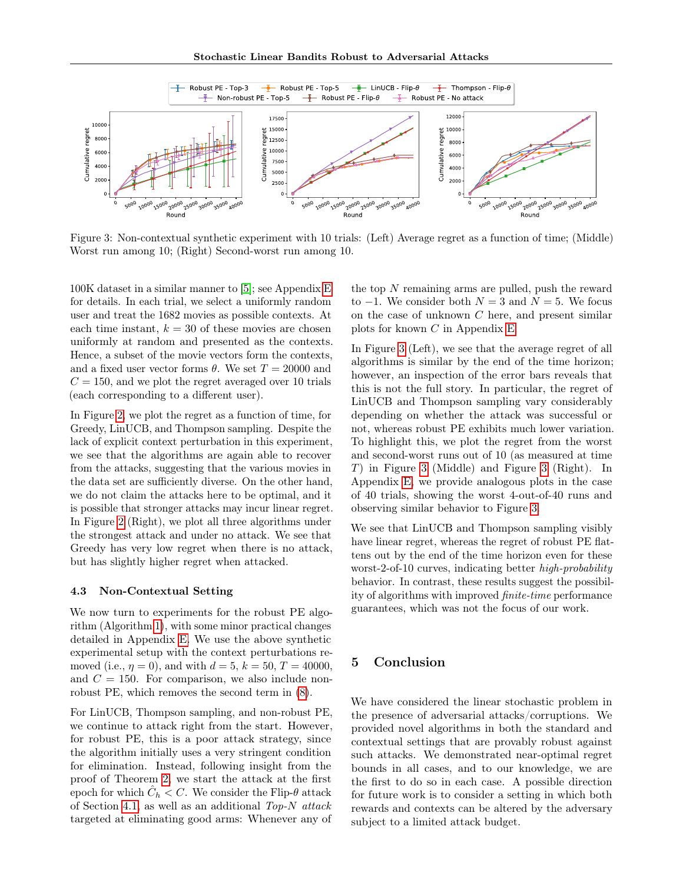Robust PE - Top-3
Robust PE - Top-5
LinUCB - Flip-$\theta$
Thompson - Flip-$\theta$
Non-robust PE - Top-5
Robust PE - Flip-$\theta$
Robust PE - No attack

Cumulative regret
Round

Figure 3: Non-contextual synthetic experiment with 10 trials: (Left) Average regret as a function of time; (Middle) Worst run among 10; (Right) Second-worst run among 10.

100K dataset in a similar manner to [5]; see Appendix E for details. In each trial, we select a uniformly random user and treat the 1682 movies as possible contexts. At each time instant, $k = 30$ of these movies are chosen uniformly at random and presented as the contexts. Hence, a subset of the movie vectors form the contexts, and a fixed user vector forms $\theta$. We set $T = 20000$ and $C = 150$, and we plot the regret averaged over 10 trials (each corresponding to a different user).

In Figure 2, we plot the regret as a function of time, for Greedy, LinUCB, and Thompson sampling. Despite the lack of explicit context perturbation in this experiment, we see that the algorithms are again able to recover from the attacks, suggesting that the various movies in the data set are sufficiently diverse. On the other hand, we do not claim the attacks here to be optimal, and it is possible that stronger attacks may incur linear regret. In Figure 2 (Right), we plot all three algorithms under the strongest attack and under no attack. We see that Greedy has very low regret when there is no attack, but has slightly higher regret when attacked.

### 4.3 Non-Contextual Setting

We now turn to experiments for the robust PE algorithm (Algorithm 1), with some minor practical changes detailed in Appendix E. We use the above synthetic experimental setup with the context perturbations removed (i.e., $\eta = 0$), and with $d = 5$, $k = 50$, $T = 40000$, and $C = 150$. For comparison, we also include non-robust PE, which removes the second term in (8).

For LinUCB, Thompson sampling, and non-robust PE, we continue to attack right from the start. However, for robust PE, this is a poor attack strategy, since the algorithm initially uses a very stringent condition for elimination. Instead, following insight from the proof of Theorem 2, we start the attack at the first epoch for which $\hat{C}_h < C$. We consider the Flip-$\theta$ attack of Section 4.1, as well as an additional *Top-N attack* targeted at eliminating good arms: Whenever any of the top $N$ remaining arms are pulled, push the reward to $-1$. We consider both $N = 3$ and $N = 5$. We focus on the case of unknown $C$ here, and present similar plots for known $C$ in Appendix E.

In Figure 3 (Left), we see that the average regret of all algorithms is similar by the end of the time horizon; however, an inspection of the error bars reveals that this is not the full story. In particular, the regret of LinUCB and Thompson sampling vary considerably depending on whether the attack was successful or not, whereas robust PE exhibits much lower variation. To highlight this, we plot the regret from the worst and second-worst runs out of 10 (as measured at time $T$) in Figure 3 (Middle) and Figure 3 (Right). In Appendix E, we provide analogous plots in the case of 40 trials, showing the worst 4-out-of-40 runs and observing similar behavior to Figure 3.

We see that LinUCB and Thompson sampling visibly have linear regret, whereas the regret of robust PE flattens out by the end of the time horizon even for these worst-2-of-10 curves, indicating better *high-probability* behavior. In contrast, these results suggest the possibility of algorithms with improved *finite-time* performance guarantees, which was not the focus of our work.

## 5 Conclusion

We have considered the linear stochastic problem in the presence of adversarial attacks/corruptions. We provided novel algorithms in both the standard and contextual settings that are provably robust against such attacks. We demonstrated near-optimal regret bounds in all cases, and to our knowledge, we are the first to do so in each case. A possible direction for future work is to consider a setting in which both rewards and contexts can be altered by the adversary subject to a limited attack budget.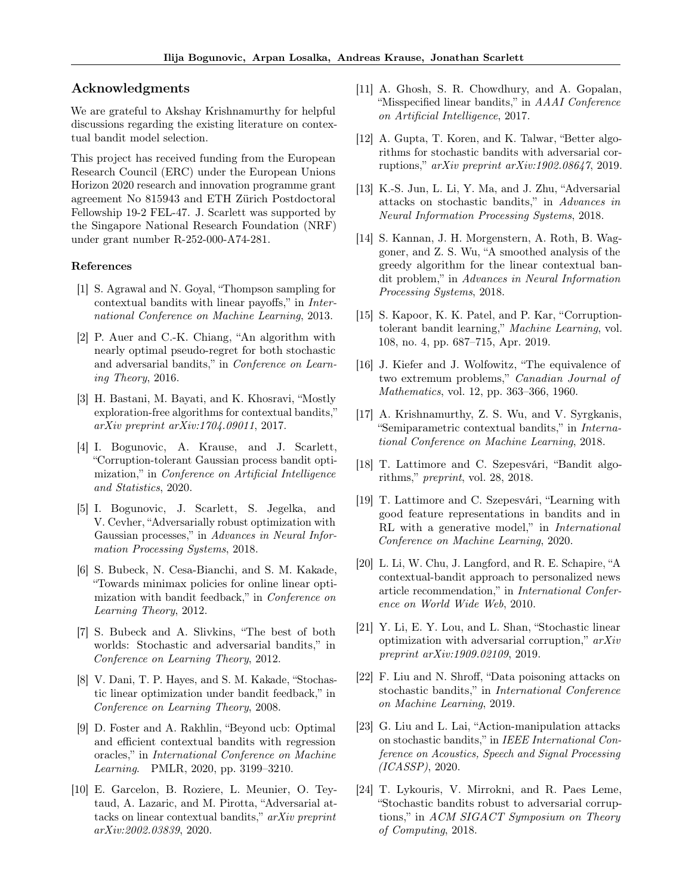## Acknowledgments

We are grateful to Akshay Krishnamurthy for helpful discussions regarding the existing literature on contextual bandit model selection.

This project has received funding from the European Research Council (ERC) under the European Unions Horizon 2020 research and innovation programme grant agreement No 815943 and ETH Zürich Postdoctoral Fellowship 19-2 FEL-47. J. Scarlett was supported by the Singapore National Research Foundation (NRF) under grant number R-252-000-A74-281.

### References

[1] S. Agrawal and N. Goyal, "Thompson sampling for contextual bandits with linear payoffs," in *International Conference on Machine Learning*, 2013.

[2] P. Auer and C.-K. Chiang, "An algorithm with nearly optimal pseudo-regret for both stochastic and adversarial bandits," in *Conference on Learning Theory*, 2016.

[3] H. Bastani, M. Bayati, and K. Khosravi, "Mostly exploration-free algorithms for contextual bandits," *arXiv preprint arXiv:1704.09011*, 2017.

[4] I. Bogunovic, A. Krause, and J. Scarlett, "Corruption-tolerant Gaussian process bandit optimization," in *Conference on Artificial Intelligence and Statistics*, 2020.

[5] I. Bogunovic, J. Scarlett, S. Jegelka, and V. Cevher, "Adversarially robust optimization with Gaussian processes," in *Advances in Neural Information Processing Systems*, 2018.

[6] S. Bubeck, N. Cesa-Bianchi, and S. M. Kakade, "Towards minimax policies for online linear optimization with bandit feedback," in *Conference on Learning Theory*, 2012.

[7] S. Bubeck and A. Slivkins, "The best of both worlds: Stochastic and adversarial bandits," in *Conference on Learning Theory*, 2012.

[8] V. Dani, T. P. Hayes, and S. M. Kakade, "Stochastic linear optimization under bandit feedback," in *Conference on Learning Theory*, 2008.

[9] D. Foster and A. Rakhlin, "Beyond ucb: Optimal and efficient contextual bandits with regression oracles," in *International Conference on Machine Learning*. PMLR, 2020, pp. 3199–3210.

[10] E. Garcelon, B. Roziere, L. Meunier, O. Teytaud, A. Lazaric, and M. Pirotta, "Adversarial attacks on linear contextual bandits," *arXiv preprint arXiv:2002.03839*, 2020.

[11] A. Ghosh, S. R. Chowdhury, and A. Gopalan, "Misspecified linear bandits," in *AAAI Conference on Artificial Intelligence*, 2017.

[12] A. Gupta, T. Koren, and K. Talwar, "Better algorithms for stochastic bandits with adversarial corruptions," *arXiv preprint arXiv:1902.08647*, 2019.

[13] K.-S. Jun, L. Li, Y. Ma, and J. Zhu, "Adversarial attacks on stochastic bandits," in *Advances in Neural Information Processing Systems*, 2018.

[14] S. Kannan, J. H. Morgenstern, A. Roth, B. Waggoner, and Z. S. Wu, "A smoothed analysis of the greedy algorithm for the linear contextual bandit problem," in *Advances in Neural Information Processing Systems*, 2018.

[15] S. Kapoor, K. K. Patel, and P. Kar, "Corruption-tolerant bandit learning," *Machine Learning*, vol. 108, no. 4, pp. 687–715, Apr. 2019.

[16] J. Kiefer and J. Wolfowitz, "The equivalence of two extremum problems," *Canadian Journal of Mathematics*, vol. 12, pp. 363–366, 1960.

[17] A. Krishnamurthy, Z. S. Wu, and V. Syrgkanis, "Semiparametric contextual bandits," in *International Conference on Machine Learning*, 2018.

[18] T. Lattimore and C. Szepesvári, "Bandit algorithms," *preprint*, vol. 28, 2018.

[19] T. Lattimore and C. Szepesvári, "Learning with good feature representations in bandits and in RL with a generative model," in *International Conference on Machine Learning*, 2020.

[20] L. Li, W. Chu, J. Langford, and R. E. Schapire, "A contextual-bandit approach to personalized news article recommendation," in *International Conference on World Wide Web*, 2010.

[21] Y. Li, E. Y. Lou, and L. Shan, "Stochastic linear optimization with adversarial corruption," *arXiv preprint arXiv:1909.02109*, 2019.

[22] F. Liu and N. Shroff, "Data poisoning attacks on stochastic bandits," in *International Conference on Machine Learning*, 2019.

[23] G. Liu and L. Lai, "Action-manipulation attacks on stochastic bandits," in *IEEE International Conference on Acoustics, Speech and Signal Processing (ICASSP)*, 2020.

[24] T. Lykouris, V. Mirrokni, and R. Paes Leme, "Stochastic bandits robust to adversarial corruptions," in *ACM SIGACT Symposium on Theory of Computing*, 2018.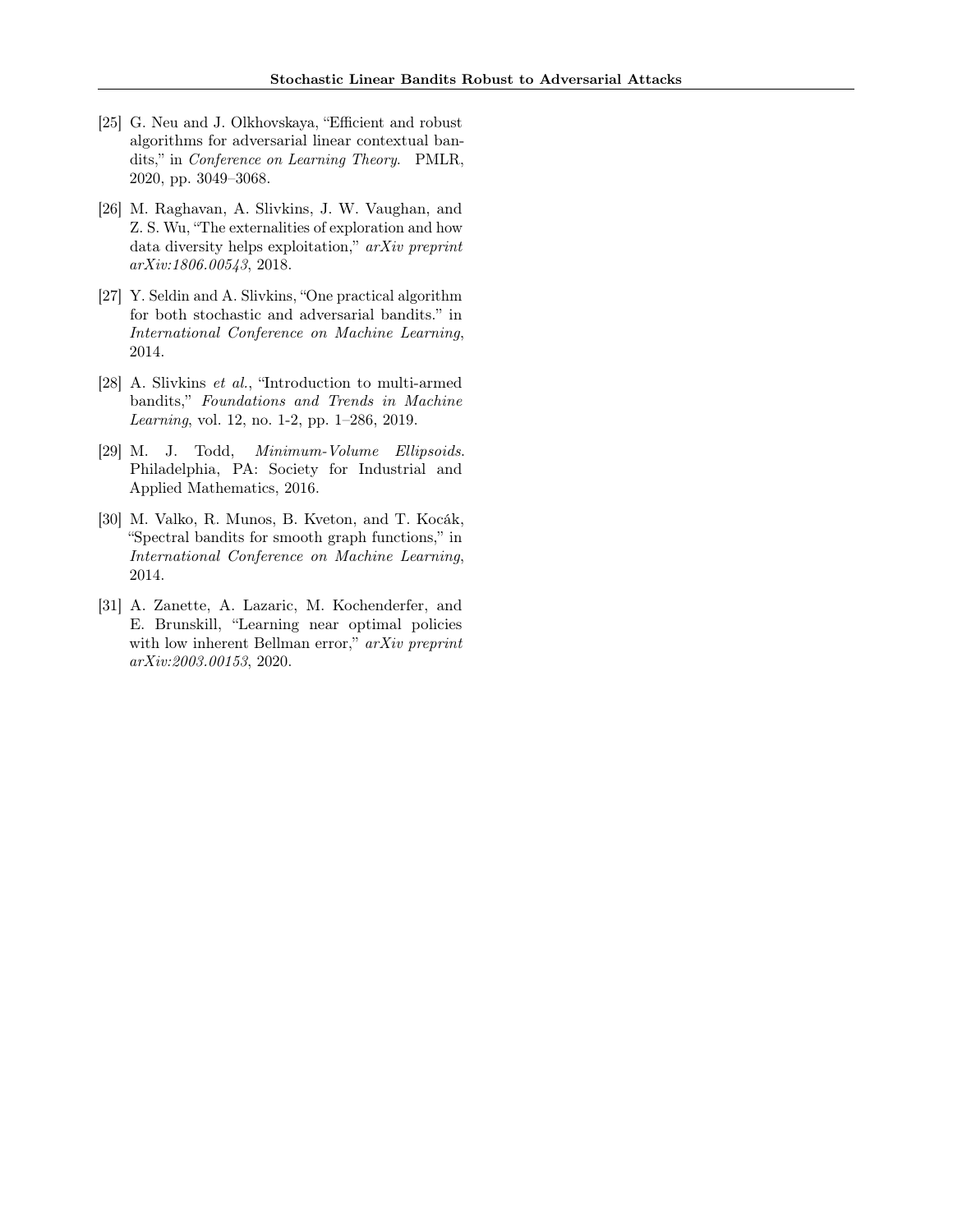[25] G. Neu and J. Olkhovskaya, "Efficient and robust algorithms for adversarial linear contextual bandits," in *Conference on Learning Theory*. PMLR, 2020, pp. 3049–3068.

[26] M. Raghavan, A. Slivkins, J. W. Vaughan, and Z. S. Wu, "The externalities of exploration and how data diversity helps exploitation," *arXiv preprint arXiv:1806.00543*, 2018.

[27] Y. Seldin and A. Slivkins, "One practical algorithm for both stochastic and adversarial bandits." in *International Conference on Machine Learning*, 2014.

[28] A. Slivkins *et al.*, "Introduction to multi-armed bandits," *Foundations and Trends in Machine Learning*, vol. 12, no. 1-2, pp. 1–286, 2019.

[29] M. J. Todd, *Minimum-Volume Ellipsoids*. Philadelphia, PA: Society for Industrial and Applied Mathematics, 2016.

[30] M. Valko, R. Munos, B. Kveton, and T. Kocák, "Spectral bandits for smooth graph functions," in *International Conference on Machine Learning*, 2014.

[31] A. Zanette, A. Lazaric, M. Kochenderfer, and E. Brunskill, "Learning near optimal policies with low inherent Bellman error," *arXiv preprint arXiv:2003.00153*, 2020.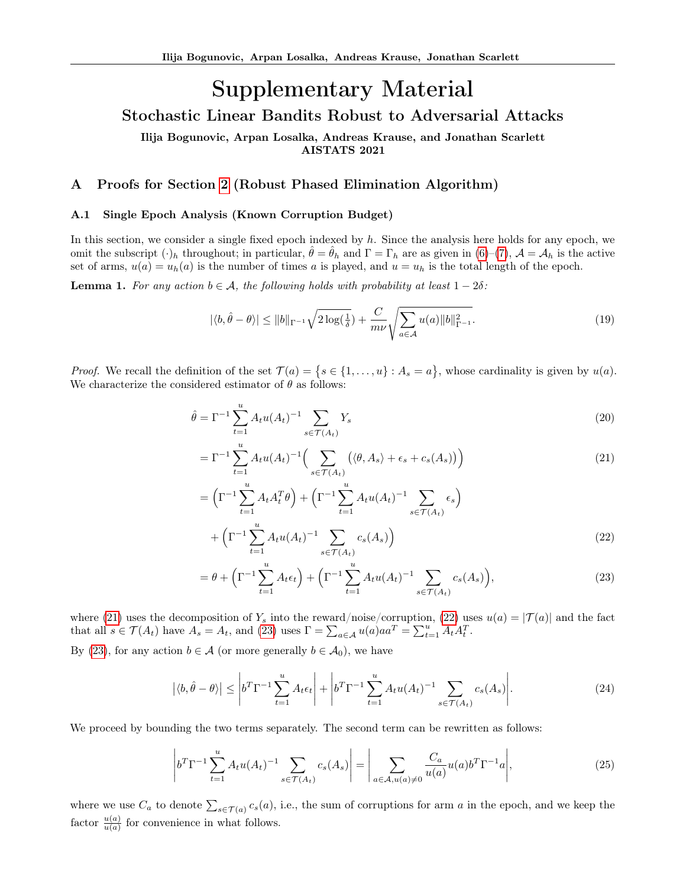# Supplementary Material

## Stochastic Linear Bandits Robust to Adversarial Attacks

**Ilija Bogunovic, Arpan Losalka, Andreas Krause, and Jonathan Scarlett**
**AISTATS 2021**

## A Proofs for Section 2 (Robust Phased Elimination Algorithm)

### A.1 Single Epoch Analysis (Known Corruption Budget)

In this section, we consider a single fixed epoch indexed by $h$. Since the analysis here holds for any epoch, we omit the subscript $(\cdot)_h$ throughout; in particular, $\hat{\theta} = \hat{\theta}_h$ and $\Gamma = \Gamma_h$ are as given in (6)–(7), $\mathcal{A} = \mathcal{A}_h$ is the active set of arms, $u(a) = u_h(a)$ is the number of times $a$ is played, and $u = u_h$ is the total length of the epoch.

**Lemma 1.** *For any action $b \in \mathcal{A}$, the following holds with probability at least $1 - 2\delta$:*

$$|\langle b, \hat{\theta} - \theta \rangle| \le \|b\|_{\Gamma^{-1}} \sqrt{2\log(\tfrac{1}{\delta})} + \frac{C}{m\nu} \sqrt{\sum_{a \in \mathcal{A}} u(a) \|b\|^2_{\Gamma^{-1}}}. \tag{19}$$

*Proof.* We recall the definition of the set $\mathcal{T}(a) = \{s \in \{1, \dots, u\} : A_s = a\}$, whose cardinality is given by $u(a)$. We characterize the considered estimator of $\theta$ as follows:

$$\hat{\theta} = \Gamma^{-1} \sum_{t=1}^{u} A_t u(A_t)^{-1} \sum_{s \in \mathcal{T}(A_t)} Y_s \tag{20}$$

$$= \Gamma^{-1} \sum_{t=1}^{u} A_t u(A_t)^{-1} \Big( \sum_{s \in \mathcal{T}(A_t)} \big( \langle \theta, A_s \rangle + \epsilon_s + c_s(A_s) \big) \Big) \tag{21}$$

$$= \Big( \Gamma^{-1} \sum_{t=1}^{u} A_t A_t^T \theta \Big) + \Big( \Gamma^{-1} \sum_{t=1}^{u} A_t u(A_t)^{-1} \sum_{s \in \mathcal{T}(A_t)} \epsilon_s \Big)$$
$$+ \Big( \Gamma^{-1} \sum_{t=1}^{u} A_t u(A_t)^{-1} \sum_{s \in \mathcal{T}(A_t)} c_s(A_s) \Big) \tag{22}$$

$$= \theta + \Big( \Gamma^{-1} \sum_{t=1}^{u} A_t \epsilon_t \Big) + \Big( \Gamma^{-1} \sum_{t=1}^{u} A_t u(A_t)^{-1} \sum_{s \in \mathcal{T}(A_t)} c_s(A_s) \Big), \tag{23}$$

where (21) uses the decomposition of $Y_s$ into the reward/noise/corruption, (22) uses $u(a) = |\mathcal{T}(a)|$ and the fact that all $s \in \mathcal{T}(A_t)$ have $A_s = A_t$, and (23) uses $\Gamma = \sum_{a \in \mathcal{A}} u(a) a a^T = \sum_{t=1}^{u} A_t A_t^T$.

By (23), for any action $b \in \mathcal{A}$ (or more generally $b \in \mathcal{A}_0$), we have

$$\big| \langle b, \hat{\theta} - \theta \rangle \big| \le \left| b^T \Gamma^{-1} \sum_{t=1}^{u} A_t \epsilon_t \right| + \left| b^T \Gamma^{-1} \sum_{t=1}^{u} A_t u(A_t)^{-1} \sum_{s \in \mathcal{T}(A_t)} c_s(A_s) \right|. \tag{24}$$

We proceed by bounding the two terms separately. The second term can be rewritten as follows:

$$\left| b^T \Gamma^{-1} \sum_{t=1}^{u} A_t u(A_t)^{-1} \sum_{s \in \mathcal{T}(A_t)} c_s(A_s) \right| = \left| \sum_{a \in \mathcal{A}, u(a) \ne 0} \frac{C_a}{u(a)} u(a) b^T \Gamma^{-1} a \right|, \tag{25}$$

where we use $C_a$ to denote $\sum_{s \in \mathcal{T}(a)} c_s(a)$, i.e., the sum of corruptions for arm $a$ in the epoch, and we keep the factor $\frac{u(a)}{u(a)}$ for convenience in what follows.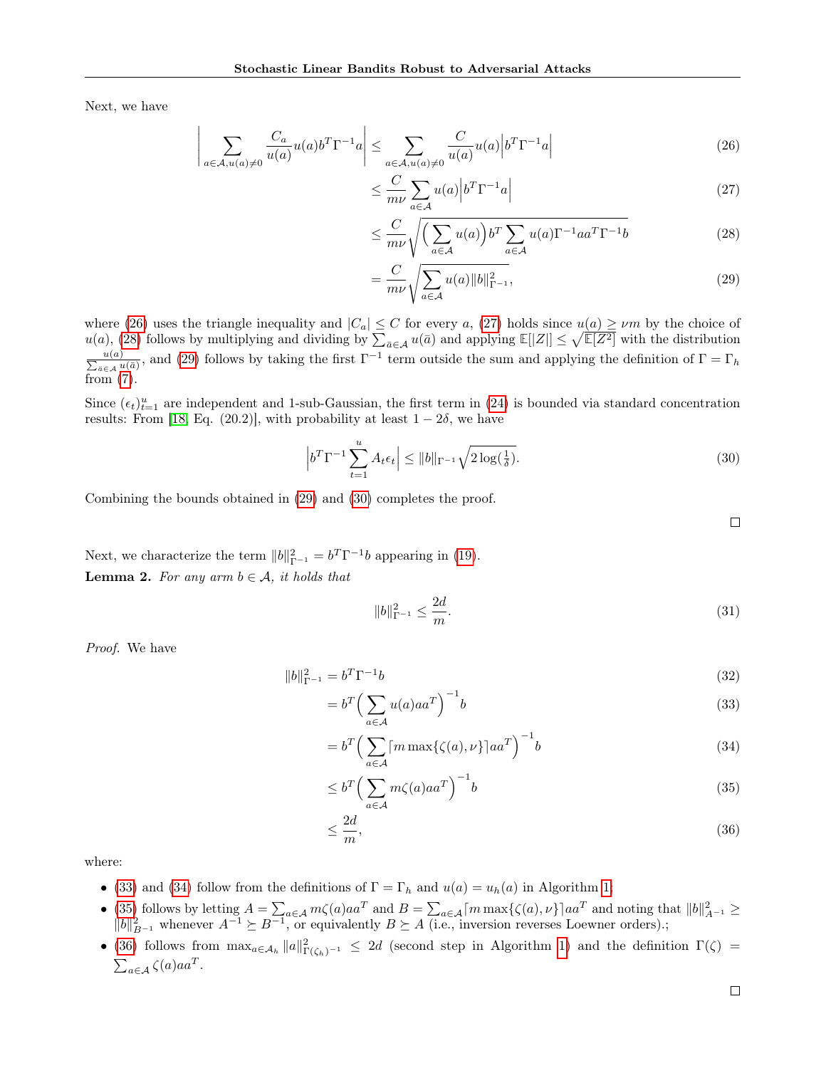Next, we have

$$\left| \sum_{a\in\mathcal{A}, u(a)\neq 0} \frac{C_a}{u(a)} u(a) b^T \Gamma^{-1} a \right| \leq \sum_{a\in\mathcal{A}, u(a)\neq 0} \frac{C}{u(a)} u(a) \left| b^T \Gamma^{-1} a \right| \tag{26}$$

$$\leq \frac{C}{m\nu} \sum_{a\in\mathcal{A}} u(a) \left| b^T \Gamma^{-1} a \right| \tag{27}$$

$$\leq \frac{C}{m\nu} \sqrt{\Big(\sum_{a\in\mathcal{A}} u(a)\Big) b^T \sum_{a\in\mathcal{A}} u(a) \Gamma^{-1} a a^T \Gamma^{-1} b} \tag{28}$$

$$= \frac{C}{m\nu} \sqrt{\sum_{a\in\mathcal{A}} u(a) \|b\|^2_{\Gamma^{-1}}}, \tag{29}$$

where (26) uses the triangle inequality and $|C_a| \leq C$ for every $a$, (27) holds since $u(a) \geq \nu m$ by the choice of $u(a)$, (28) follows by multiplying and dividing by $\sum_{\bar{a}\in\mathcal{A}} u(\bar{a})$ and applying $\mathbb{E}[|Z|] \leq \sqrt{\mathbb{E}[Z^2]}$ with the distribution $\frac{u(a)}{\sum_{\bar{a}\in\mathcal{A}} u(\bar{a})}$, and (29) follows by taking the first $\Gamma^{-1}$ term outside the sum and applying the definition of $\Gamma = \Gamma_h$ from (7).

Since $(\epsilon_t)_{t=1}^{u}$ are independent and 1-sub-Gaussian, the first term in (24) is bounded via standard concentration results: From [18, Eq. (20.2)], with probability at least $1 - 2\delta$, we have

$$\left| b^T \Gamma^{-1} \sum_{t=1}^{u} A_t \epsilon_t \right| \leq \|b\|_{\Gamma^{-1}} \sqrt{2 \log(\tfrac{1}{\delta})}. \tag{30}$$

Combining the bounds obtained in (29) and (30) completes the proof. □

Next, we characterize the term $\|b\|^2_{\Gamma^{-1}} = b^T \Gamma^{-1} b$ appearing in (19).

**Lemma 2.** *For any arm $b \in \mathcal{A}$, it holds that*

$$\|b\|^2_{\Gamma^{-1}} \leq \frac{2d}{m}. \tag{31}$$

*Proof.* We have

$$\|b\|^2_{\Gamma^{-1}} = b^T \Gamma^{-1} b \tag{32}$$

$$= b^T \Big(\sum_{a\in\mathcal{A}} u(a) a a^T\Big)^{-1} b \tag{33}$$

$$= b^T \Big(\sum_{a\in\mathcal{A}} \lceil m \max\{\zeta(a), \nu\} \rceil a a^T\Big)^{-1} b \tag{34}$$

$$\leq b^T \Big(\sum_{a\in\mathcal{A}} m \zeta(a) a a^T\Big)^{-1} b \tag{35}$$

$$\leq \frac{2d}{m}, \tag{36}$$

where:

- (33) and (34) follow from the definitions of $\Gamma = \Gamma_h$ and $u(a) = u_h(a)$ in Algorithm 1;
- (35) follows by letting $A = \sum_{a\in\mathcal{A}} m\zeta(a) a a^T$ and $B = \sum_{a\in\mathcal{A}} \lceil m \max\{\zeta(a), \nu\} \rceil a a^T$ and noting that $\|b\|^2_{A^{-1}} \geq \|b\|^2_{B^{-1}}$ whenever $A^{-1} \succeq B^{-1}$, or equivalently $B \succeq A$ (i.e., inversion reverses Loewner orders).;
- (36) follows from $\max_{a\in\mathcal{A}_h} \|a\|^2_{\Gamma(\zeta_h)^{-1}} \leq 2d$ (second step in Algorithm 1) and the definition $\Gamma(\zeta) = \sum_{a\in\mathcal{A}} \zeta(a) a a^T$.

□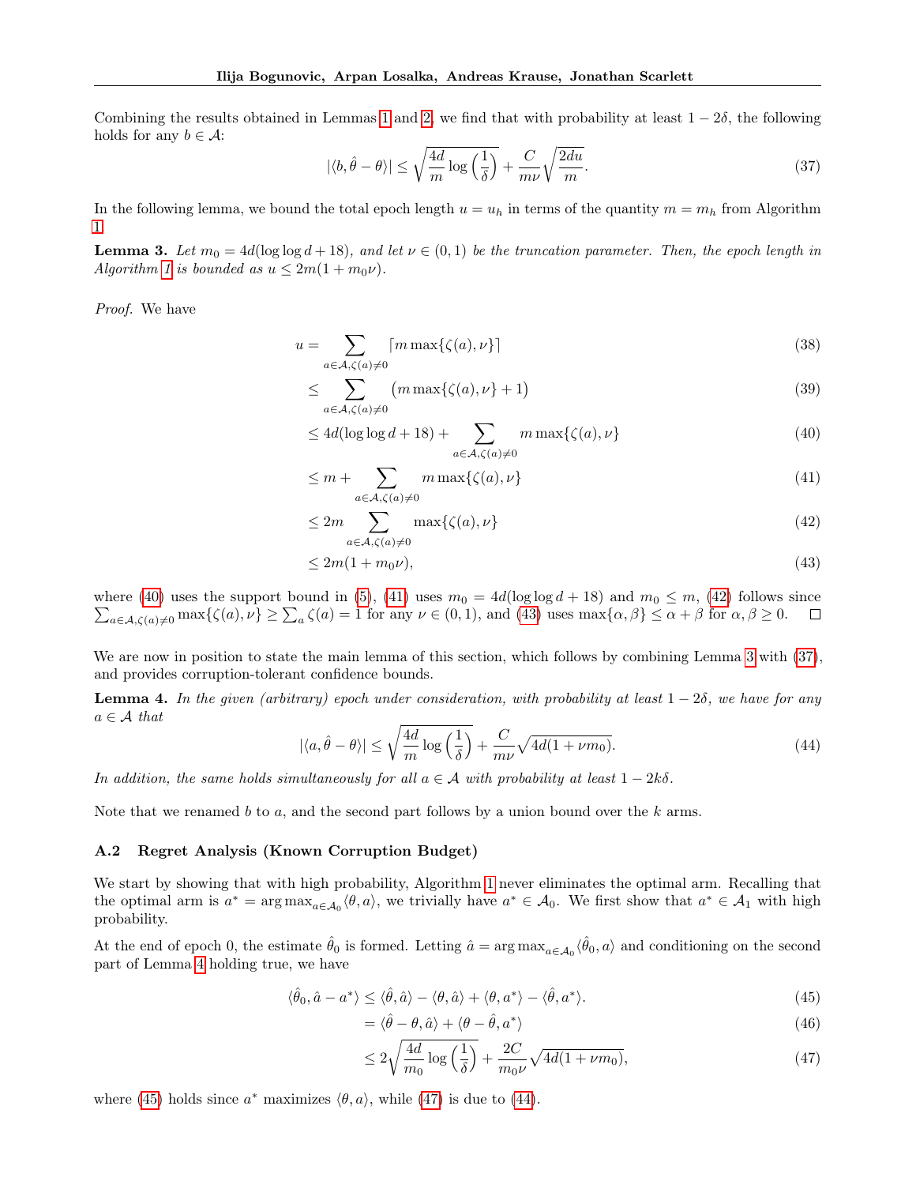Combining the results obtained in Lemmas 1 and 2, we find that with probability at least $1-2\delta$, the following holds for any $b \in \mathcal{A}$:

$$|\langle b, \hat{\theta} - \theta \rangle| \le \sqrt{\frac{4d}{m}\log\left(\frac{1}{\delta}\right)} + \frac{C}{m\nu}\sqrt{\frac{2du}{m}}. \tag{37}$$

In the following lemma, we bound the total epoch length $u = u_h$ in terms of the quantity $m = m_h$ from Algorithm 1.

**Lemma 3.** *Let $m_0 = 4d(\log\log d + 18)$, and let $\nu \in (0,1)$ be the truncation parameter. Then, the epoch length in Algorithm 1 is bounded as $u \le 2m(1 + m_0\nu)$.*

*Proof.* We have

$$u = \sum_{a \in \mathcal{A}, \zeta(a) \neq 0} \lceil m \max\{\zeta(a), \nu\} \rceil \tag{38}$$

$$\le \sum_{a \in \mathcal{A}, \zeta(a) \neq 0} \big(m \max\{\zeta(a), \nu\} + 1\big) \tag{39}$$

$$\le 4d(\log\log d + 18) + \sum_{a \in \mathcal{A}, \zeta(a) \neq 0} m \max\{\zeta(a), \nu\} \tag{40}$$

$$\le m + \sum_{a \in \mathcal{A}, \zeta(a) \neq 0} m \max\{\zeta(a), \nu\} \tag{41}$$

$$\le 2m \sum_{a \in \mathcal{A}, \zeta(a) \neq 0} \max\{\zeta(a), \nu\} \tag{42}$$

$$\le 2m(1 + m_0\nu), \tag{43}$$

where (40) uses the support bound in (5), (41) uses $m_0 = 4d(\log\log d + 18)$ and $m_0 \le m$, (42) follows since $\sum_{a \in \mathcal{A}, \zeta(a) \neq 0} \max\{\zeta(a), \nu\} \ge \sum_a \zeta(a) = 1$ for any $\nu \in (0,1)$, and (43) uses $\max\{\alpha, \beta\} \le \alpha + \beta$ for $\alpha, \beta \ge 0$. $\square$

We are now in position to state the main lemma of this section, which follows by combining Lemma 3 with (37), and provides corruption-tolerant confidence bounds.

**Lemma 4.** *In the given (arbitrary) epoch under consideration, with probability at least $1-2\delta$, we have for any $a \in \mathcal{A}$ that*

$$|\langle a, \hat{\theta} - \theta \rangle| \le \sqrt{\frac{4d}{m}\log\left(\frac{1}{\delta}\right)} + \frac{C}{m\nu}\sqrt{4d(1 + \nu m_0)}. \tag{44}$$

*In addition, the same holds simultaneously for all $a \in \mathcal{A}$ with probability at least $1 - 2k\delta$.*

Note that we renamed $b$ to $a$, and the second part follows by a union bound over the $k$ arms.

### A.2 Regret Analysis (Known Corruption Budget)

We start by showing that with high probability, Algorithm 1 never eliminates the optimal arm. Recalling that the optimal arm is $a^* = \arg\max_{a \in \mathcal{A}_0} \langle \theta, a \rangle$, we trivially have $a^* \in \mathcal{A}_0$. We first show that $a^* \in \mathcal{A}_1$ with high probability.

At the end of epoch 0, the estimate $\hat{\theta}_0$ is formed. Letting $\hat{a} = \arg\max_{a \in \mathcal{A}_0} \langle \hat{\theta}_0, a \rangle$ and conditioning on the second part of Lemma 4 holding true, we have

$$\langle \hat{\theta}_0, \hat{a} - a^* \rangle \le \langle \hat{\theta}, \hat{a} \rangle - \langle \theta, \hat{a} \rangle + \langle \theta, a^* \rangle - \langle \hat{\theta}, a^* \rangle. \tag{45}$$

$$= \langle \hat{\theta} - \theta, \hat{a} \rangle + \langle \theta - \hat{\theta}, a^* \rangle \tag{46}$$

$$\le 2\sqrt{\frac{4d}{m_0}\log\left(\frac{1}{\delta}\right)} + \frac{2C}{m_0\nu}\sqrt{4d(1 + \nu m_0)}, \tag{47}$$

where (45) holds since $a^*$ maximizes $\langle \theta, a \rangle$, while (47) is due to (44).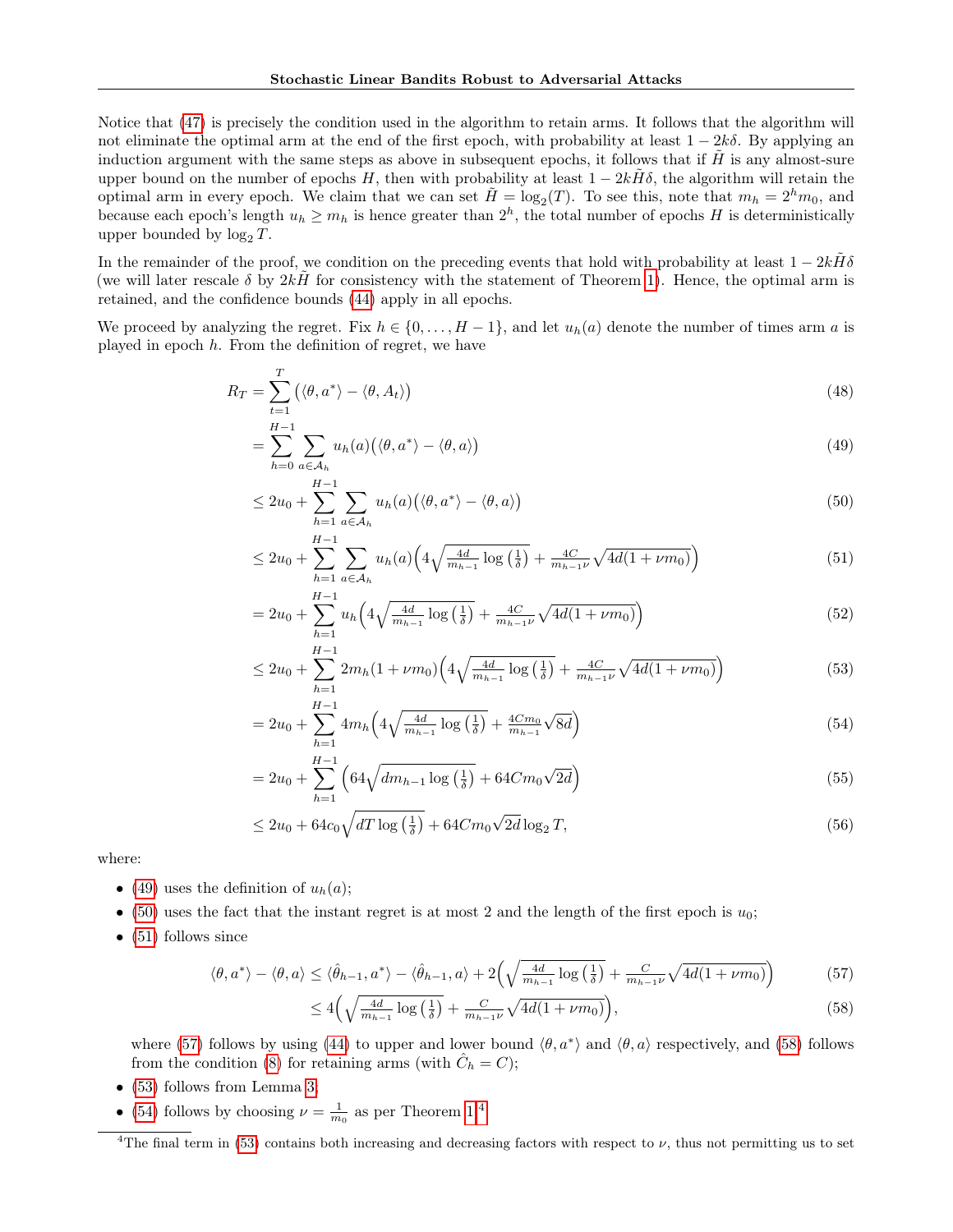Notice that (47) is precisely the condition used in the algorithm to retain arms. It follows that the algorithm will not eliminate the optimal arm at the end of the first epoch, with probability at least $1 - 2k\delta$. By applying an induction argument with the same steps as above in subsequent epochs, it follows that if $\tilde{H}$ is any almost-sure upper bound on the number of epochs $H$, then with probability at least $1 - 2k\tilde{H}\delta$, the algorithm will retain the optimal arm in every epoch. We claim that we can set $\tilde{H} = \log_2(T)$. To see this, note that $m_h = 2^h m_0$, and because each epoch's length $u_h \geq m_h$ is hence greater than $2^h$, the total number of epochs $H$ is deterministically upper bounded by $\log_2 T$.

In the remainder of the proof, we condition on the preceding events that hold with probability at least $1 - 2k\tilde{H}\delta$ (we will later rescale $\delta$ by $2k\tilde{H}$ for consistency with the statement of Theorem 1). Hence, the optimal arm is retained, and the confidence bounds (44) apply in all epochs.

We proceed by analyzing the regret. Fix $h \in \{0, \dots, H-1\}$, and let $u_h(a)$ denote the number of times arm $a$ is played in epoch $h$. From the definition of regret, we have

$$R_T = \sum_{t=1}^{T} \big(\langle \theta, a^* \rangle - \langle \theta, A_t \rangle\big) \tag{48}$$

$$= \sum_{h=0}^{H-1} \sum_{a \in \mathcal{A}_h} u_h(a) \big(\langle \theta, a^* \rangle - \langle \theta, a \rangle\big) \tag{49}$$

$$\leq 2u_0 + \sum_{h=1}^{H-1} \sum_{a \in \mathcal{A}_h} u_h(a) \big(\langle \theta, a^* \rangle - \langle \theta, a \rangle\big) \tag{50}$$

$$\leq 2u_0 + \sum_{h=1}^{H-1} \sum_{a \in \mathcal{A}_h} u_h(a) \Big(4\sqrt{\tfrac{4d}{m_{h-1}} \log\big(\tfrac{1}{\delta}\big)} + \tfrac{4C}{m_{h-1}\nu}\sqrt{4d(1+\nu m_0)}\Big) \tag{51}$$

$$= 2u_0 + \sum_{h=1}^{H-1} u_h \Big(4\sqrt{\tfrac{4d}{m_{h-1}} \log\big(\tfrac{1}{\delta}\big)} + \tfrac{4C}{m_{h-1}\nu}\sqrt{4d(1+\nu m_0)}\Big) \tag{52}$$

$$\leq 2u_0 + \sum_{h=1}^{H-1} 2m_h(1+\nu m_0) \Big(4\sqrt{\tfrac{4d}{m_{h-1}} \log\big(\tfrac{1}{\delta}\big)} + \tfrac{4C}{m_{h-1}\nu}\sqrt{4d(1+\nu m_0)}\Big) \tag{53}$$

$$= 2u_0 + \sum_{h=1}^{H-1} 4m_h \Big(4\sqrt{\tfrac{4d}{m_{h-1}} \log\big(\tfrac{1}{\delta}\big)} + \tfrac{4Cm_0}{m_{h-1}}\sqrt{8d}\Big) \tag{54}$$

$$= 2u_0 + \sum_{h=1}^{H-1} \Big(64\sqrt{d m_{h-1} \log\big(\tfrac{1}{\delta}\big)} + 64Cm_0\sqrt{2d}\Big) \tag{55}$$

$$\leq 2u_0 + 64c_0\sqrt{dT \log\big(\tfrac{1}{\delta}\big)} + 64Cm_0\sqrt{2d}\log_2 T, \tag{56}$$

where:

- (49) uses the definition of $u_h(a)$;
- (50) uses the fact that the instant regret is at most 2 and the length of the first epoch is $u_0$;
- (51) follows since

$$\langle \theta, a^* \rangle - \langle \theta, a \rangle \leq \langle \hat{\theta}_{h-1}, a^* \rangle - \langle \hat{\theta}_{h-1}, a \rangle + 2\Big(\sqrt{\tfrac{4d}{m_{h-1}} \log\big(\tfrac{1}{\delta}\big)} + \tfrac{C}{m_{h-1}\nu}\sqrt{4d(1+\nu m_0)}\Big) \tag{57}$$

$$\leq 4\Big(\sqrt{\tfrac{4d}{m_{h-1}} \log\big(\tfrac{1}{\delta}\big)} + \tfrac{C}{m_{h-1}\nu}\sqrt{4d(1+\nu m_0)}\Big), \tag{58}$$

  where (57) follows by using (44) to upper and lower bound $\langle \theta, a^* \rangle$ and $\langle \theta, a \rangle$ respectively, and (58) follows from the condition (8) for retaining arms (with $\hat{C}_h = C$);
- (53) follows from Lemma 3;
- (54) follows by choosing $\nu = \frac{1}{m_0}$ as per Theorem 1;[4]

[4]The final term in (53) contains both increasing and decreasing factors with respect to $\nu$, thus not permitting us to set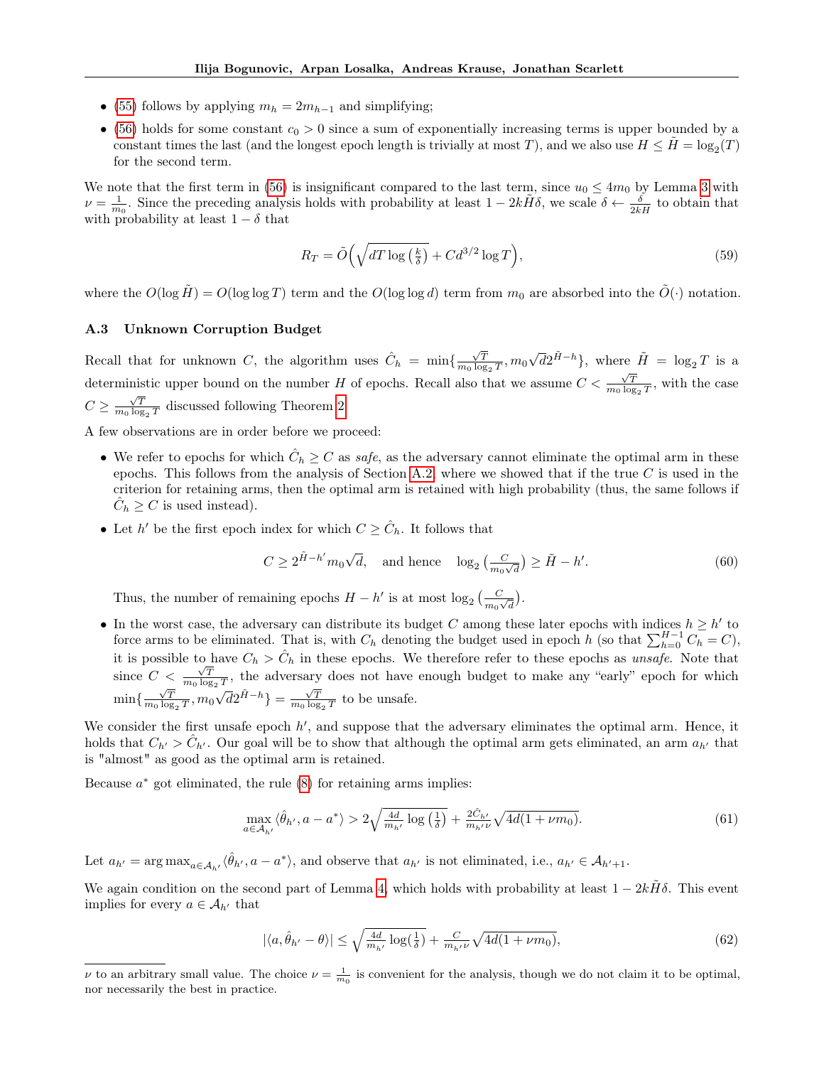- (55) follows by applying $m_h = 2m_{h-1}$ and simplifying;
- (56) holds for some constant $c_0 > 0$ since a sum of exponentially increasing terms is upper bounded by a constant times the last (and the longest epoch length is trivially at most $T$), and we also use $H \le \tilde{H} = \log_2(T)$ for the second term.

We note that the first term in (56) is insignificant compared to the last term, since $u_0 \le 4m_0$ by Lemma 3 with $\nu = \frac{1}{m_0}$. Since the preceding analysis holds with probability at least $1 - 2k\tilde{H}\delta$, we scale $\delta \leftarrow \frac{\delta}{2kH}$ to obtain that with probability at least $1 - \delta$ that

$$R_T = \tilde{O}\Big(\sqrt{dT \log\big(\tfrac{k}{\delta}\big)} + Cd^{3/2}\log T\Big), \tag{59}$$

where the $O(\log \tilde{H}) = O(\log\log T)$ term and the $O(\log\log d)$ term from $m_0$ are absorbed into the $\tilde{O}(\cdot)$ notation.

### A.3 Unknown Corruption Budget

Recall that for unknown $C$, the algorithm uses $\hat{C}_h = \min\{\frac{\sqrt{T}}{m_0 \log_2 T}, m_0\sqrt{d}2^{\tilde{H}-h}\}$, where $\tilde{H} = \log_2 T$ is a deterministic upper bound on the number $H$ of epochs. Recall also that we assume $C < \frac{\sqrt{T}}{m_0 \log_2 T}$, with the case $C \ge \frac{\sqrt{T}}{m_0 \log_2 T}$ discussed following Theorem 2.

A few observations are in order before we proceed:

- We refer to epochs for which $\hat{C}_h \ge C$ as *safe*, as the adversary cannot eliminate the optimal arm in these epochs. This follows from the analysis of Section A.2, where we showed that if the true $C$ is used in the criterion for retaining arms, then the optimal arm is retained with high probability (thus, the same follows if $\hat{C}_h \ge C$ is used instead).
- Let $h'$ be the first epoch index for which $C \ge \hat{C}_h$. It follows that

$$C \ge 2^{\tilde{H}-h'} m_0\sqrt{d}, \quad \text{and hence} \quad \log_2\big(\tfrac{C}{m_0\sqrt{d}}\big) \ge \tilde{H} - h'. \tag{60}$$

  Thus, the number of remaining epochs $H - h'$ is at most $\log_2\big(\frac{C}{m_0\sqrt{d}}\big)$.
- In the worst case, the adversary can distribute its budget $C$ among these later epochs with indices $h \ge h'$ to force arms to be eliminated. That is, with $C_h$ denoting the budget used in epoch $h$ (so that $\sum_{h=0}^{H-1} C_h = C$), it is possible to have $C_h > \hat{C}_h$ in these epochs. We therefore refer to these epochs as *unsafe*. Note that since $C < \frac{\sqrt{T}}{m_0 \log_2 T}$, the adversary does not have enough budget to make any "early" epoch for which $\min\{\frac{\sqrt{T}}{m_0 \log_2 T}, m_0\sqrt{d}2^{\tilde{H}-h}\} = \frac{\sqrt{T}}{m_0 \log_2 T}$ to be unsafe.

We consider the first unsafe epoch $h'$, and suppose that the adversary eliminates the optimal arm. Hence, it holds that $C_{h'} > \hat{C}_{h'}$. Our goal will be to show that although the optimal arm gets eliminated, an arm $a_{h'}$ that is "almost" as good as the optimal arm is retained.

Because $a^*$ got eliminated, the rule (8) for retaining arms implies:

$$\max_{a \in \mathcal{A}_{h'}} \langle \hat{\theta}_{h'}, a - a^* \rangle > 2\sqrt{\tfrac{4d}{m_{h'}} \log\big(\tfrac{1}{\delta}\big)} + \tfrac{2\hat{C}_{h'}}{m_{h'}\nu}\sqrt{4d(1+\nu m_0)}. \tag{61}$$

Let $a_{h'} = \arg\max_{a \in \mathcal{A}_{h'}} \langle \hat{\theta}_{h'}, a - a^* \rangle$, and observe that $a_{h'}$ is not eliminated, i.e., $a_{h'} \in \mathcal{A}_{h'+1}$.

We again condition on the second part of Lemma 4, which holds with probability at least $1 - 2k\tilde{H}\delta$. This event implies for every $a \in \mathcal{A}_{h'}$ that

$$|\langle a, \hat{\theta}_{h'} - \theta \rangle| \le \sqrt{\tfrac{4d}{m_{h'}} \log(\tfrac{1}{\delta})} + \tfrac{C}{m_{h'}\nu}\sqrt{4d(1+\nu m_0)}, \tag{62}$$

---

$\nu$ to an arbitrary small value. The choice $\nu = \frac{1}{m_0}$ is convenient for the analysis, though we do not claim it to be optimal, nor necessarily the best in practice.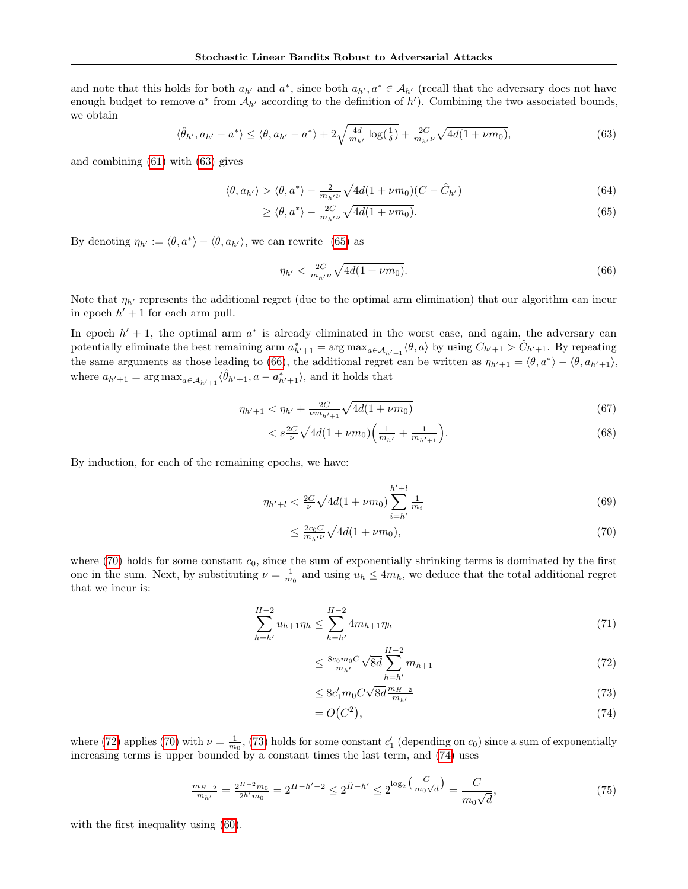and note that this holds for both $a_{h'}$ and $a^*$, since both $a_{h'}, a^* \in \mathcal{A}_{h'}$ (recall that the adversary does not have enough budget to remove $a^*$ from $\mathcal{A}_{h'}$ according to the definition of $h'$). Combining the two associated bounds, we obtain

$$\langle \hat{\theta}_{h'}, a_{h'} - a^* \rangle \leq \langle \theta, a_{h'} - a^* \rangle + 2\sqrt{\tfrac{4d}{m_{h'}} \log(\tfrac{1}{\delta})} + \tfrac{2C}{m_{h'}\nu}\sqrt{4d(1+\nu m_0)}, \tag{63}$$

and combining (61) with (63) gives

$$\langle \theta, a_{h'} \rangle > \langle \theta, a^* \rangle - \tfrac{2}{m_{h'}\nu}\sqrt{4d(1+\nu m_0)}(C - \hat{C}_{h'}) \tag{64}$$

$$\geq \langle \theta, a^* \rangle - \tfrac{2C}{m_{h'}\nu}\sqrt{4d(1+\nu m_0)}. \tag{65}$$

By denoting $\eta_{h'} := \langle \theta, a^* \rangle - \langle \theta, a_{h'} \rangle$, we can rewrite (65) as

$$\eta_{h'} < \tfrac{2C}{m_{h'}\nu}\sqrt{4d(1+\nu m_0)}. \tag{66}$$

Note that $\eta_{h'}$ represents the additional regret (due to the optimal arm elimination) that our algorithm can incur in epoch $h'+1$ for each arm pull.

In epoch $h'+1$, the optimal arm $a^*$ is already eliminated in the worst case, and again, the adversary can potentially eliminate the best remaining arm $a^*_{h'+1} = \arg\max_{a \in \mathcal{A}_{h'+1}} \langle \theta, a \rangle$ by using $C_{h'+1} > \hat{C}_{h'+1}$. By repeating the same arguments as those leading to (66), the additional regret can be written as $\eta_{h'+1} = \langle \theta, a^* \rangle - \langle \theta, a_{h'+1} \rangle$, where $a_{h'+1} = \arg\max_{a \in \mathcal{A}_{h'+1}} \langle \hat{\theta}_{h'+1}, a - a^*_{h'+1} \rangle$, and it holds that

$$\eta_{h'+1} < \eta_{h'} + \tfrac{2C}{\nu m_{h'+1}}\sqrt{4d(1+\nu m_0)} \tag{67}$$

$$< s\tfrac{2C}{\nu}\sqrt{4d(1+\nu m_0)}\Big(\tfrac{1}{m_{h'}} + \tfrac{1}{m_{h'+1}}\Big). \tag{68}$$

By induction, for each of the remaining epochs, we have:

$$\eta_{h'+l} < \tfrac{2C}{\nu}\sqrt{4d(1+\nu m_0)} \sum_{i=h'}^{h'+l} \tfrac{1}{m_i} \tag{69}$$

$$\leq \tfrac{2c_0 C}{m_{h'}\nu}\sqrt{4d(1+\nu m_0)}, \tag{70}$$

where (70) holds for some constant $c_0$, since the sum of exponentially shrinking terms is dominated by the first one in the sum. Next, by substituting $\nu = \frac{1}{m_0}$ and using $u_h \leq 4m_h$, we deduce that the total additional regret that we incur is:

$$\sum_{h=h'}^{H-2} u_{h+1}\eta_h \leq \sum_{h=h'}^{H-2} 4m_{h+1}\eta_h \tag{71}$$

$$\leq \tfrac{8c_0 m_0 C}{m_{h'}}\sqrt{8d}\sum_{h=h'}^{H-2} m_{h+1} \tag{72}$$

$$\leq 8c_1' m_0 C\sqrt{8d}\tfrac{m_{H-2}}{m_{h'}} \tag{73}$$

$$= O\big(C^2\big), \tag{74}$$

where (72) applies (70) with $\nu = \frac{1}{m_0}$, (73) holds for some constant $c_1'$ (depending on $c_0$) since a sum of exponentially increasing terms is upper bounded by a constant times the last term, and (74) uses

$$\tfrac{m_{H-2}}{m_{h'}} = \tfrac{2^{H-2}m_0}{2^{h'}m_0} = 2^{H-h'-2} \leq 2^{\tilde{H}-h'} \leq 2^{\log_2\big(\frac{C}{m_0\sqrt{d}}\big)} = \frac{C}{m_0\sqrt{d}}, \tag{75}$$

with the first inequality using (60).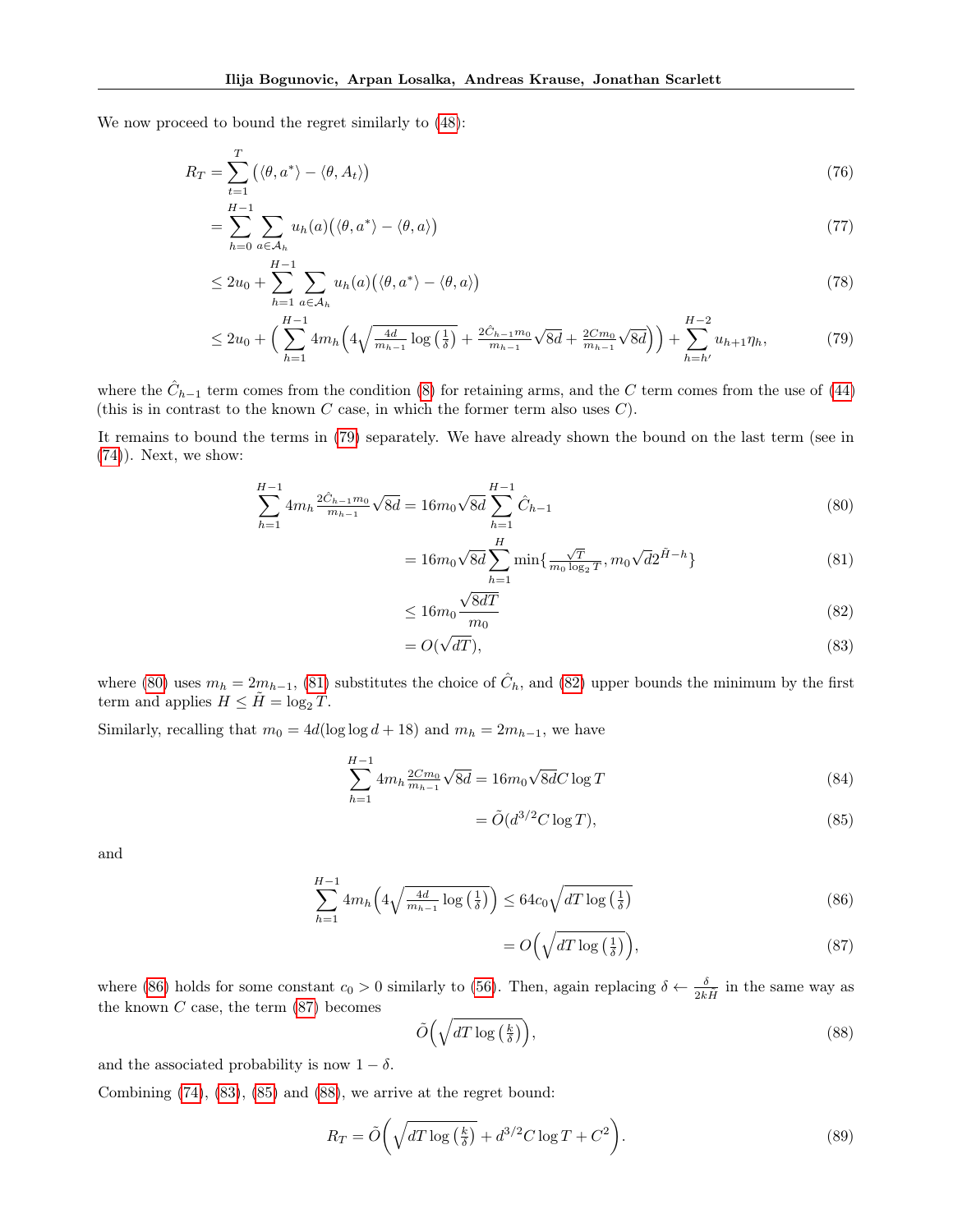We now proceed to bound the regret similarly to (48):

$$R_T = \sum_{t=1}^{T} \big(\langle \theta, a^* \rangle - \langle \theta, A_t \rangle\big) \tag{76}$$

$$= \sum_{h=0}^{H-1} \sum_{a \in \mathcal{A}_h} u_h(a)\big(\langle \theta, a^* \rangle - \langle \theta, a \rangle\big) \tag{77}$$

$$\leq 2u_0 + \sum_{h=1}^{H-1} \sum_{a \in \mathcal{A}_h} u_h(a)\big(\langle \theta, a^* \rangle - \langle \theta, a \rangle\big) \tag{78}$$

$$\leq 2u_0 + \Big( \sum_{h=1}^{H-1} 4m_h \Big( 4\sqrt{\tfrac{4d}{m_{h-1}} \log\big(\tfrac{1}{\delta}\big)} + \tfrac{2\hat{C}_{h-1} m_0}{m_{h-1}} \sqrt{8d} + \tfrac{2Cm_0}{m_{h-1}} \sqrt{8d} \Big) \Big) + \sum_{h=h'}^{H-2} u_{h+1} \eta_h, \tag{79}$$

where the $\hat{C}_{h-1}$ term comes from the condition (8) for retaining arms, and the $C$ term comes from the use of (44) (this is in contrast to the known $C$ case, in which the former term also uses $C$).

It remains to bound the terms in (79) separately. We have already shown the bound on the last term (see in (74)). Next, we show:

$$\sum_{h=1}^{H-1} 4m_h \tfrac{2\hat{C}_{h-1} m_0}{m_{h-1}} \sqrt{8d} = 16 m_0 \sqrt{8d} \sum_{h=1}^{H-1} \hat{C}_{h-1} \tag{80}$$

$$= 16 m_0 \sqrt{8d} \sum_{h=1}^{H} \min\{ \tfrac{\sqrt{T}}{m_0 \log_2 T}, m_0 \sqrt{d} 2^{\tilde{H}-h} \} \tag{81}$$

$$\leq 16 m_0 \frac{\sqrt{8dT}}{m_0} \tag{82}$$

$$= O(\sqrt{dT}), \tag{83}$$

where (80) uses $m_h = 2m_{h-1}$, (81) substitutes the choice of $\hat{C}_h$, and (82) upper bounds the minimum by the first term and applies $H \leq \tilde{H} = \log_2 T$.

Similarly, recalling that $m_0 = 4d(\log\log d + 18)$ and $m_h = 2m_{h-1}$, we have

$$\sum_{h=1}^{H-1} 4m_h \tfrac{2Cm_0}{m_{h-1}} \sqrt{8d} = 16 m_0 \sqrt{8d} C \log T \tag{84}$$

$$= \tilde{O}(d^{3/2} C \log T), \tag{85}$$

and

$$\sum_{h=1}^{H-1} 4m_h \Big( 4\sqrt{\tfrac{4d}{m_{h-1}} \log\big(\tfrac{1}{\delta}\big)} \Big) \leq 64 c_0 \sqrt{dT \log\big(\tfrac{1}{\delta}\big)} \tag{86}$$

$$= O\Big( \sqrt{dT \log\big(\tfrac{1}{\delta}\big)} \Big), \tag{87}$$

where (86) holds for some constant $c_0 > 0$ similarly to (56). Then, again replacing $\delta \leftarrow \frac{\delta}{2kH}$ in the same way as the known $C$ case, the term (87) becomes

$$\tilde{O}\Big( \sqrt{dT \log\big(\tfrac{k}{\delta}\big)} \Big), \tag{88}$$

and the associated probability is now $1 - \delta$.

Combining (74), (83), (85) and (88), we arrive at the regret bound:

$$R_T = \tilde{O}\Big( \sqrt{dT \log\big(\tfrac{k}{\delta}\big)} + d^{3/2} C \log T + C^2 \Big). \tag{89}$$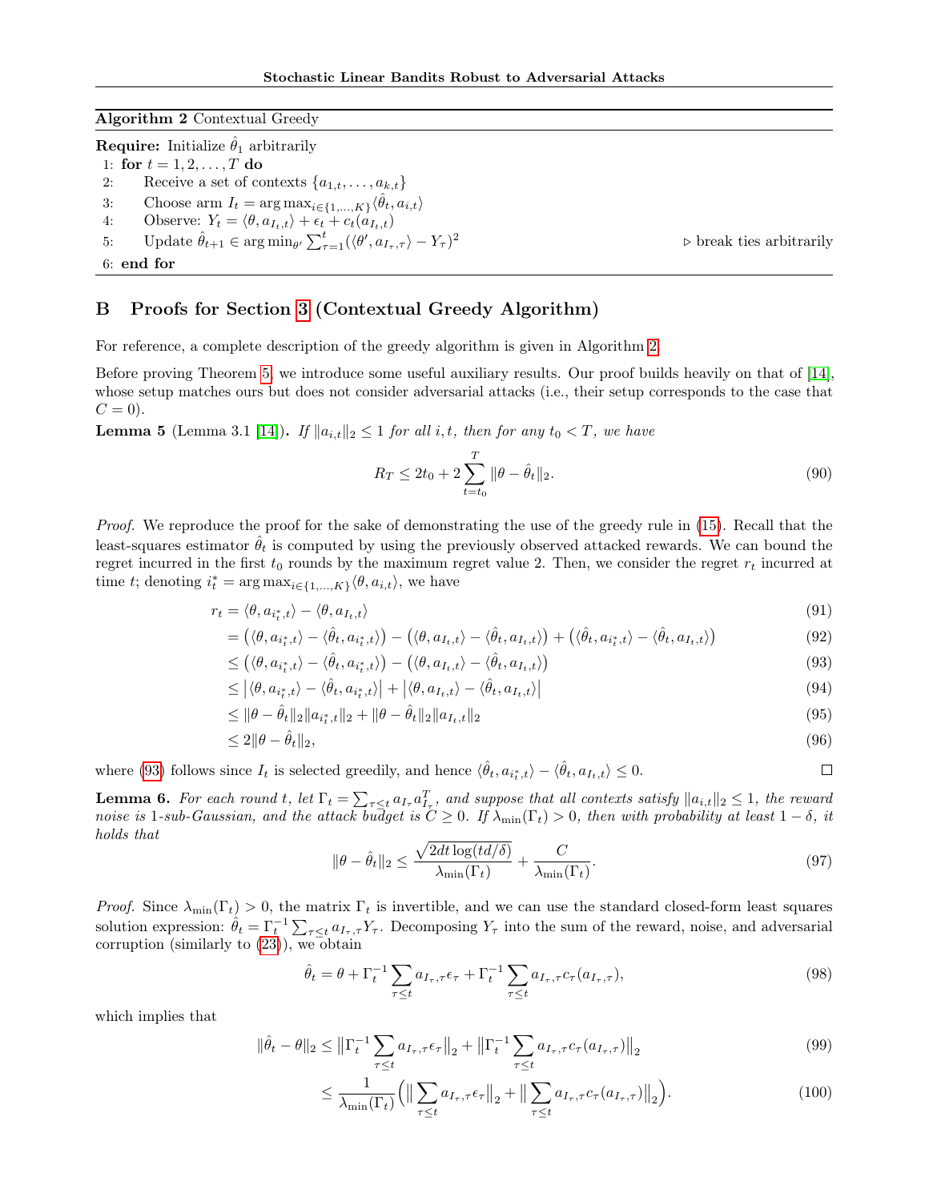**Algorithm 2** Contextual Greedy

**Require:** Initialize $\hat{\theta}_1$ arbitrarily

1: **for** $t = 1, 2, \dots, T$ **do**
2: Receive a set of contexts $\{a_{1,t}, \dots, a_{k,t}\}$
3: Choose arm $I_t = \arg\max_{i \in \{1,\dots,K\}} \langle \hat{\theta}_t, a_{i,t} \rangle$
4: Observe: $Y_t = \langle \theta, a_{I_t,t} \rangle + \epsilon_t + c_t(a_{I_t,t})$
5: Update $\hat{\theta}_{t+1} \in \arg\min_{\theta'} \sum_{\tau=1}^{t} (\langle \theta', a_{I_\tau,\tau} \rangle - Y_\tau)^2$ ▷ break ties arbitrarily
6: **end for**

## B Proofs for Section 3 (Contextual Greedy Algorithm)

For reference, a complete description of the greedy algorithm is given in Algorithm 2.

Before proving Theorem 5, we introduce some useful auxiliary results. Our proof builds heavily on that of [14], whose setup matches ours but does not consider adversarial attacks (i.e., their setup corresponds to the case that $C = 0$).

**Lemma 5** (Lemma 3.1 [14])**.** *If $\|a_{i,t}\|_2 \le 1$ for all $i, t$, then for any $t_0 < T$, we have*

$$R_T \le 2t_0 + 2 \sum_{t=t_0}^{T} \|\theta - \hat{\theta}_t\|_2. \tag{90}$$

*Proof.* We reproduce the proof for the sake of demonstrating the use of the greedy rule in (15). Recall that the least-squares estimator $\hat{\theta}_t$ is computed by using the previously observed attacked rewards. We can bound the regret incurred in the first $t_0$ rounds by the maximum regret value 2. Then, we consider the regret $r_t$ incurred at time $t$; denoting $i_t^* = \arg\max_{i \in \{1,\dots,K\}} \langle \theta, a_{i,t} \rangle$, we have

$$
\begin{aligned}
r_t &= \langle \theta, a_{i_t^*,t} \rangle - \langle \theta, a_{I_t,t} \rangle & (91)\\
&= \big(\langle \theta, a_{i_t^*,t} \rangle - \langle \hat{\theta}_t, a_{i_t^*,t} \rangle\big) - \big(\langle \theta, a_{I_t,t} \rangle - \langle \hat{\theta}_t, a_{I_t,t} \rangle\big) + \big(\langle \hat{\theta}_t, a_{i_t^*,t} \rangle - \langle \hat{\theta}_t, a_{I_t,t} \rangle\big) & (92)\\
&\le \big(\langle \theta, a_{i_t^*,t} \rangle - \langle \hat{\theta}_t, a_{i_t^*,t} \rangle\big) - \big(\langle \theta, a_{I_t,t} \rangle - \langle \hat{\theta}_t, a_{I_t,t} \rangle\big) & (93)\\
&\le \big|\langle \theta, a_{i_t^*,t} \rangle - \langle \hat{\theta}_t, a_{i_t^*,t} \rangle\big| + \big|\langle \theta, a_{I_t,t} \rangle - \langle \hat{\theta}_t, a_{I_t,t} \rangle\big| & (94)\\
&\le \|\theta - \hat{\theta}_t\|_2 \|a_{i_t^*,t}\|_2 + \|\theta - \hat{\theta}_t\|_2 \|a_{I_t,t}\|_2 & (95)\\
&\le 2\|\theta - \hat{\theta}_t\|_2, & (96)
\end{aligned}
$$

where (93) follows since $I_t$ is selected greedily, and hence $\langle \hat{\theta}_t, a_{i_t^*,t} \rangle - \langle \hat{\theta}_t, a_{I_t,t} \rangle \le 0$. □

**Lemma 6.** *For each round $t$, let $\Gamma_t = \sum_{\tau \le t} a_{I_\tau} a_{I_\tau}^T$, and suppose that all contexts satisfy $\|a_{i,t}\|_2 \le 1$, the reward noise is 1-sub-Gaussian, and the attack budget is $C \ge 0$. If $\lambda_{\min}(\Gamma_t) > 0$, then with probability at least $1 - \delta$, it holds that*

$$\|\theta - \hat{\theta}_t\|_2 \le \frac{\sqrt{2dt \log(td/\delta)}}{\lambda_{\min}(\Gamma_t)} + \frac{C}{\lambda_{\min}(\Gamma_t)}. \tag{97}$$

*Proof.* Since $\lambda_{\min}(\Gamma_t) > 0$, the matrix $\Gamma_t$ is invertible, and we can use the standard closed-form least squares solution expression: $\hat{\theta}_t = \Gamma_t^{-1} \sum_{\tau \le t} a_{I_\tau,\tau} Y_\tau$. Decomposing $Y_\tau$ into the sum of the reward, noise, and adversarial corruption (similarly to (23)), we obtain

$$\hat{\theta}_t = \theta + \Gamma_t^{-1} \sum_{\tau \le t} a_{I_\tau,\tau} \epsilon_\tau + \Gamma_t^{-1} \sum_{\tau \le t} a_{I_\tau,\tau} c_\tau(a_{I_\tau,\tau}), \tag{98}$$

which implies that

$$
\begin{aligned}
\|\hat{\theta}_t - \theta\|_2 &\le \Big\|\Gamma_t^{-1} \sum_{\tau \le t} a_{I_\tau,\tau} \epsilon_\tau\Big\|_2 + \Big\|\Gamma_t^{-1} \sum_{\tau \le t} a_{I_\tau,\tau} c_\tau(a_{I_\tau,\tau})\Big\|_2 & (99)\\
&\le \frac{1}{\lambda_{\min}(\Gamma_t)} \Big( \Big\|\sum_{\tau \le t} a_{I_\tau,\tau} \epsilon_\tau\Big\|_2 + \Big\|\sum_{\tau \le t} a_{I_\tau,\tau} c_\tau(a_{I_\tau,\tau})\Big\|_2 \Big). & (100)
\end{aligned}
$$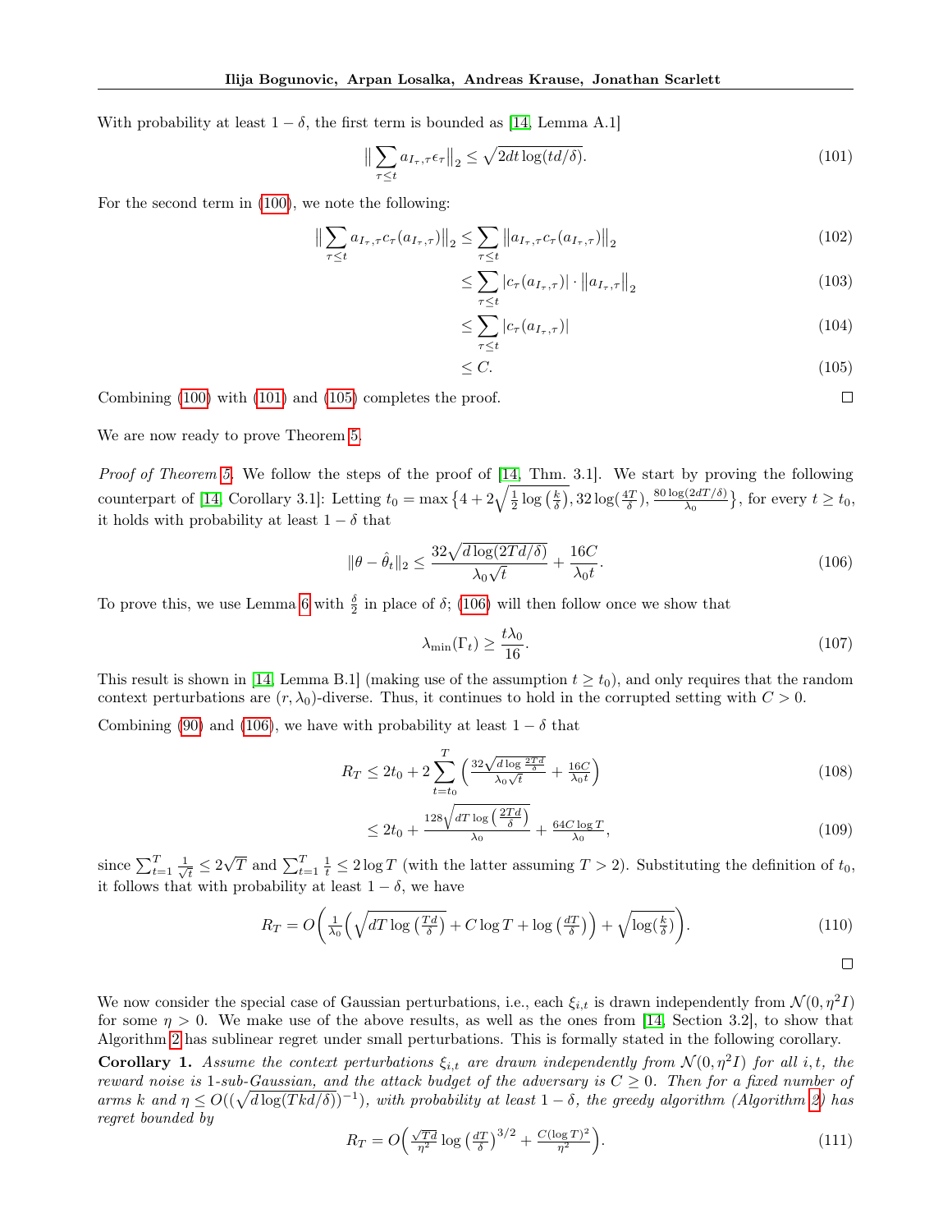With probability at least $1-\delta$, the first term is bounded as [14, Lemma A.1]

$$\Big\| \sum_{\tau \le t} a_{I_\tau,\tau} \epsilon_\tau \Big\|_2 \le \sqrt{2dt \log(td/\delta)}. \tag{101}$$

For the second term in (100), we note the following:

$$\begin{aligned}
\Big\| \sum_{\tau \le t} a_{I_\tau,\tau} c_\tau(a_{I_\tau,\tau}) \Big\|_2 &\le \sum_{\tau \le t} \big\| a_{I_\tau,\tau} c_\tau(a_{I_\tau,\tau}) \big\|_2 && (102)\\
&\le \sum_{\tau \le t} |c_\tau(a_{I_\tau,\tau})| \cdot \big\| a_{I_\tau,\tau} \big\|_2 && (103)\\
&\le \sum_{\tau \le t} |c_\tau(a_{I_\tau,\tau})| && (104)\\
&\le C. && (105)
\end{aligned}$$

Combining (100) with (101) and (105) completes the proof. □

We are now ready to prove Theorem 5.

*Proof of Theorem 5.* We follow the steps of the proof of [14, Thm. 3.1]. We start by proving the following counterpart of [14, Corollary 3.1]: Letting $t_0 = \max\big\{4 + 2\sqrt{\frac{1}{2}\log\big(\frac{k}{\delta}\big)}, 32\log(\frac{4T}{\delta}), \frac{80\log(2dT/\delta)}{\lambda_0}\big\}$, for every $t \ge t_0$, it holds with probability at least $1-\delta$ that

$$\|\theta - \hat{\theta}_t\|_2 \le \frac{32\sqrt{d\log(2Td/\delta)}}{\lambda_0\sqrt{t}} + \frac{16C}{\lambda_0 t}. \tag{106}$$

To prove this, we use Lemma 6 with $\frac{\delta}{2}$ in place of $\delta$; (106) will then follow once we show that

$$\lambda_{\min}(\Gamma_t) \ge \frac{t\lambda_0}{16}. \tag{107}$$

This result is shown in [14, Lemma B.1] (making use of the assumption $t \ge t_0$), and only requires that the random context perturbations are $(r, \lambda_0)$-diverse. Thus, it continues to hold in the corrupted setting with $C > 0$.

Combining (90) and (106), we have with probability at least $1-\delta$ that

$$\begin{aligned}
R_T &\le 2t_0 + 2\sum_{t=t_0}^{T} \Big( \tfrac{32\sqrt{d\log\frac{2Td}{\delta}}}{\lambda_0\sqrt{t}} + \tfrac{16C}{\lambda_0 t} \Big) && (108)\\
&\le 2t_0 + \tfrac{128\sqrt{dT\log\left(\frac{2Td}{\delta}\right)}}{\lambda_0} + \tfrac{64C\log T}{\lambda_0}, && (109)
\end{aligned}$$

since $\sum_{t=1}^{T}\frac{1}{\sqrt{t}} \le 2\sqrt{T}$ and $\sum_{t=1}^{T}\frac{1}{t} \le 2\log T$ (with the latter assuming $T > 2$). Substituting the definition of $t_0$, it follows that with probability at least $1-\delta$, we have

$$R_T = O\bigg( \tfrac{1}{\lambda_0}\Big( \sqrt{dT\log\big(\tfrac{Td}{\delta}\big)} + C\log T + \log\big(\tfrac{dT}{\delta}\big) \Big) + \sqrt{\log\big(\tfrac{k}{\delta}\big)} \bigg). \tag{110}$$

□

We now consider the special case of Gaussian perturbations, i.e., each $\xi_{i,t}$ is drawn independently from $\mathcal{N}(0, \eta^2 I)$ for some $\eta > 0$. We make use of the above results, as well as the ones from [14, Section 3.2], to show that Algorithm 2 has sublinear regret under small perturbations. This is formally stated in the following corollary.

**Corollary 1.** *Assume the context perturbations $\xi_{i,t}$ are drawn independently from $\mathcal{N}(0, \eta^2 I)$ for all $i, t$, the reward noise is 1-sub-Gaussian, and the attack budget of the adversary is $C \ge 0$. Then for a fixed number of arms $k$ and $\eta \le O((\sqrt{d\log(Tkd/\delta)})^{-1})$, with probability at least $1-\delta$, the greedy algorithm (Algorithm 2) has regret bounded by*

$$R_T = O\Big( \tfrac{\sqrt{Td}}{\eta^2}\log\big(\tfrac{dT}{\delta}\big)^{3/2} + \tfrac{C(\log T)^2}{\eta^2} \Big). \tag{111}$$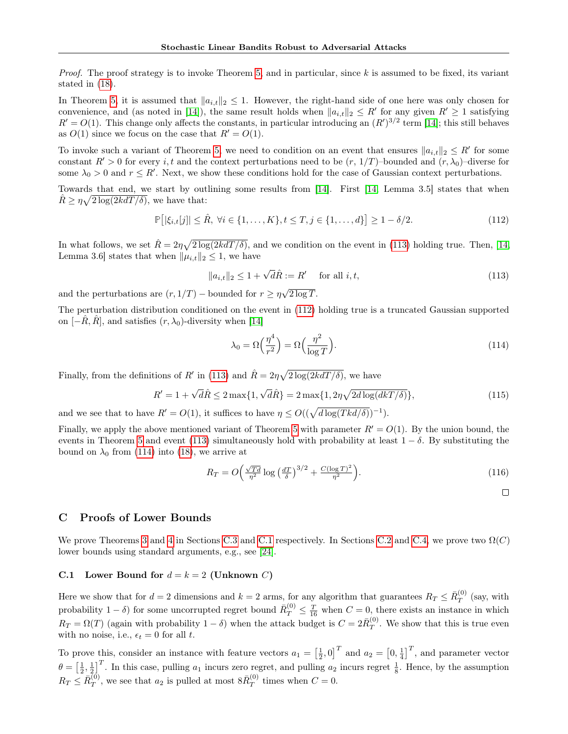*Proof.* The proof strategy is to invoke Theorem 5, and in particular, since $k$ is assumed to be fixed, its variant stated in (18).

In Theorem 5, it is assumed that $\|a_{i,t}\|_2 \le 1$. However, the right-hand side of one here was only chosen for convenience, and (as noted in [14]), the same result holds when $\|a_{i,t}\|_2 \le R'$ for any given $R' \ge 1$ satisfying $R' = O(1)$. This change only affects the constants, in particular introducing an $(R')^{3/2}$ term [14]; this still behaves as $O(1)$ since we focus on the case that $R' = O(1)$.

To invoke such a variant of Theorem 5, we need to condition on an event that ensures $\|a_{i,t}\|_2 \le R'$ for some constant $R' > 0$ for every $i, t$ and the context perturbations need to be $(r, 1/T)$–bounded and $(r, \lambda_0)$–diverse for some $\lambda_0 > 0$ and $r \le R'$. Next, we show these conditions hold for the case of Gaussian context perturbations.

Towards that end, we start by outlining some results from [14]. First [14, Lemma 3.5] states that when $\hat{R} \ge \eta\sqrt{2\log(2kdT/\delta)}$, we have that:

$$\mathbb{P}\big[|\xi_{i,t}[j]| \le \hat{R},\ \forall i \in \{1,\dots,K\}, t \le T, j \in \{1,\dots,d\}\big] \ge 1 - \delta/2. \tag{112}$$

In what follows, we set $\hat{R} = 2\eta\sqrt{2\log(2kdT/\delta)}$, and we condition on the event in (113) holding true. Then, [14, Lemma 3.6] states that when $\|\mu_{i,t}\|_2 \le 1$, we have

$$\|a_{i,t}\|_2 \le 1 + \sqrt{d}\hat{R} := R' \quad \text{for all } i, t, \tag{113}$$

and the perturbations are $(r, 1/T)-$bounded for $r \ge \eta\sqrt{2\log T}$.

The perturbation distribution conditioned on the event in (112) holding true is a truncated Gaussian supported on $[-\hat{R}, \hat{R}]$, and satisfies $(r, \lambda_0)$-diversity when [14]

$$\lambda_0 = \Omega\Big(\frac{\eta^4}{r^2}\Big) = \Omega\Big(\frac{\eta^2}{\log T}\Big). \tag{114}$$

Finally, from the definitions of $R'$ in (113) and $\hat{R} = 2\eta\sqrt{2\log(2kdT/\delta)}$, we have

$$R' = 1 + \sqrt{d}\hat{R} \le 2\max\{1, \sqrt{d}\hat{R}\} = 2\max\{1, 2\eta\sqrt{2d\log(dkT/\delta)}\}, \tag{115}$$

and we see that to have $R' = O(1)$, it suffices to have $\eta \le O((\sqrt{d\log(Tkd/\delta)})^{-1})$.

Finally, we apply the above mentioned variant of Theorem 5 with parameter $R' = O(1)$. By the union bound, the events in Theorem 5 and event (113) simultaneously hold with probability at least $1-\delta$. By substituting the bound on $\lambda_0$ from (114) into (18), we arrive at

$$R_T = O\Big(\tfrac{\sqrt{T}d}{\eta^2}\log\big(\tfrac{dT}{\delta}\big)^{3/2} + \tfrac{C(\log T)^2}{\eta^2}\Big). \tag{116}$$

□

## C Proofs of Lower Bounds

We prove Theorems 3 and 4 in Sections C.3 and C.1 respectively. In Sections C.2 and C.4, we prove two $\Omega(C)$ lower bounds using standard arguments, e.g., see [24].

### C.1 Lower Bound for $d = k = 2$ (Unknown $C$)

Here we show that for $d = 2$ dimensions and $k = 2$ arms, for any algorithm that guarantees $R_T \le \bar{R}_T^{(0)}$ (say, with probability $1-\delta$) for some uncorrupted regret bound $\bar{R}_T^{(0)} \le \frac{T}{16}$ when $C = 0$, there exists an instance in which $R_T = \Omega(T)$ (again with probability $1-\delta$) when the attack budget is $C = 2\bar{R}_T^{(0)}$. We show that this is true even with no noise, i.e., $\epsilon_t = 0$ for all $t$.

To prove this, consider an instance with feature vectors $a_1 = \big[\frac{1}{2}, 0\big]^T$ and $a_2 = \big[0, \frac{1}{4}\big]^T$, and parameter vector $\theta = \big[\frac{1}{2}, \frac{1}{2}\big]^T$. In this case, pulling $a_1$ incurs zero regret, and pulling $a_2$ incurs regret $\frac{1}{8}$. Hence, by the assumption $R_T \le \bar{R}_T^{(0)}$, we see that $a_2$ is pulled at most $8\bar{R}_T^{(0)}$ times when $C = 0$.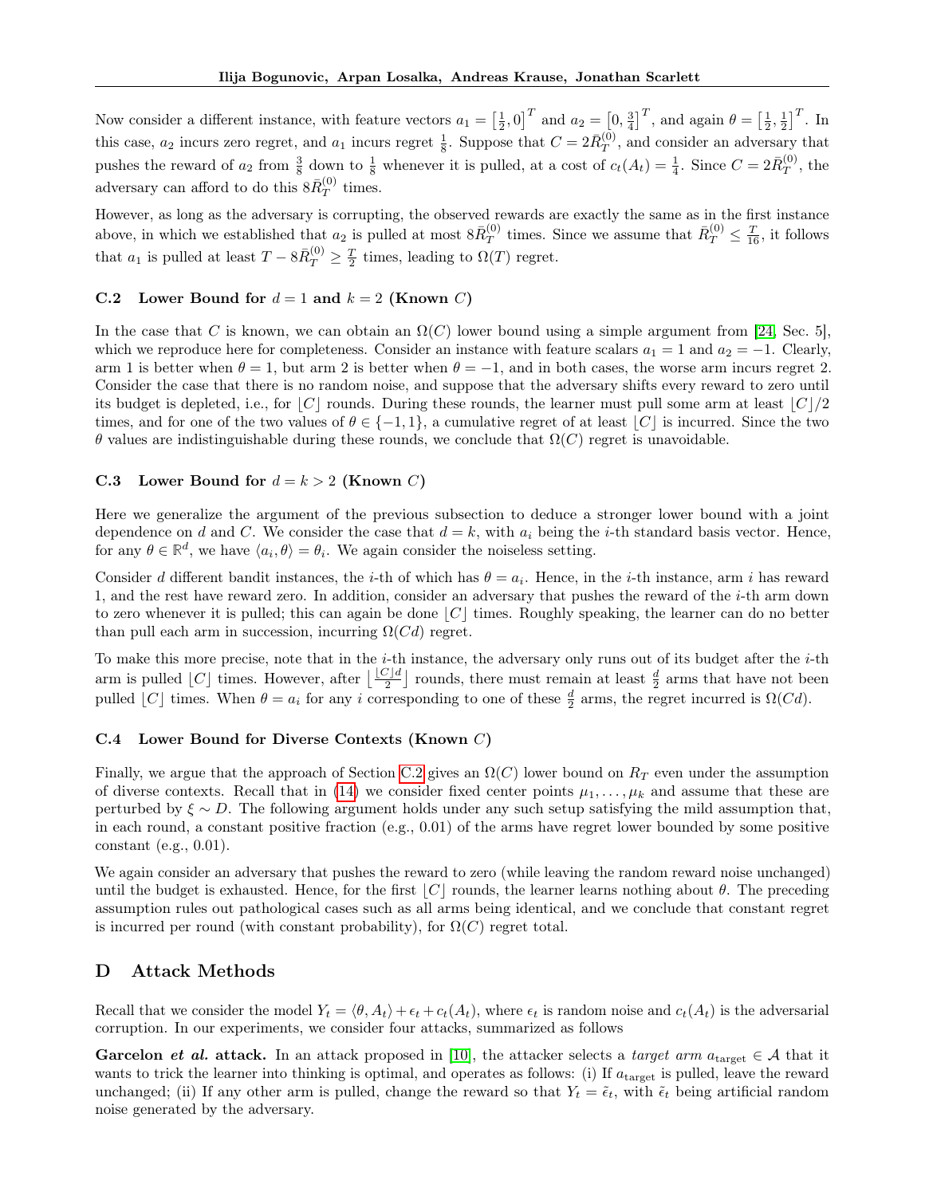Now consider a different instance, with feature vectors $a_1 = \left[\frac{1}{2}, 0\right]^T$ and $a_2 = \left[0, \frac{3}{4}\right]^T$, and again $\theta = \left[\frac{1}{2}, \frac{1}{2}\right]^T$. In this case, $a_2$ incurs zero regret, and $a_1$ incurs regret $\frac{1}{8}$. Suppose that $C = 2\bar{R}_T^{(0)}$, and consider an adversary that pushes the reward of $a_2$ from $\frac{3}{8}$ down to $\frac{1}{8}$ whenever it is pulled, at a cost of $c_t(A_t) = \frac{1}{4}$. Since $C = 2\bar{R}_T^{(0)}$, the adversary can afford to do this $8\bar{R}_T^{(0)}$ times.

However, as long as the adversary is corrupting, the observed rewards are exactly the same as in the first instance above, in which we established that $a_2$ is pulled at most $8\bar{R}_T^{(0)}$ times. Since we assume that $\bar{R}_T^{(0)} \le \frac{T}{16}$, it follows that $a_1$ is pulled at least $T - 8\bar{R}_T^{(0)} \ge \frac{T}{2}$ times, leading to $\Omega(T)$ regret.

### C.2 Lower Bound for $d = 1$ and $k = 2$ (Known $C$)

In the case that $C$ is known, we can obtain an $\Omega(C)$ lower bound using a simple argument from [24, Sec. 5], which we reproduce here for completeness. Consider an instance with feature scalars $a_1 = 1$ and $a_2 = -1$. Clearly, arm 1 is better when $\theta = 1$, but arm 2 is better when $\theta = -1$, and in both cases, the worse arm incurs regret 2. Consider the case that there is no random noise, and suppose that the adversary shifts every reward to zero until its budget is depleted, i.e., for $\lfloor C \rfloor$ rounds. During these rounds, the learner must pull some arm at least $\lfloor C \rfloor/2$ times, and for one of the two values of $\theta \in \{-1, 1\}$, a cumulative regret of at least $\lfloor C \rfloor$ is incurred. Since the two $\theta$ values are indistinguishable during these rounds, we conclude that $\Omega(C)$ regret is unavoidable.

### C.3 Lower Bound for $d = k > 2$ (Known $C$)

Here we generalize the argument of the previous subsection to deduce a stronger lower bound with a joint dependence on $d$ and $C$. We consider the case that $d = k$, with $a_i$ being the $i$-th standard basis vector. Hence, for any $\theta \in \mathbb{R}^d$, we have $\langle a_i, \theta \rangle = \theta_i$. We again consider the noiseless setting.

Consider $d$ different bandit instances, the $i$-th of which has $\theta = a_i$. Hence, in the $i$-th instance, arm $i$ has reward 1, and the rest have reward zero. In addition, consider an adversary that pushes the reward of the $i$-th arm down to zero whenever it is pulled; this can again be done $\lfloor C \rfloor$ times. Roughly speaking, the learner can do no better than pull each arm in succession, incurring $\Omega(Cd)$ regret.

To make this more precise, note that in the $i$-th instance, the adversary only runs out of its budget after the $i$-th arm is pulled $\lfloor C \rfloor$ times. However, after $\lfloor \frac{\lfloor C \rfloor d}{2} \rfloor$ rounds, there must remain at least $\frac{d}{2}$ arms that have not been pulled $\lfloor C \rfloor$ times. When $\theta = a_i$ for any $i$ corresponding to one of these $\frac{d}{2}$ arms, the regret incurred is $\Omega(Cd)$.

### C.4 Lower Bound for Diverse Contexts (Known $C$)

Finally, we argue that the approach of Section C.2 gives an $\Omega(C)$ lower bound on $R_T$ even under the assumption of diverse contexts. Recall that in (14) we consider fixed center points $\mu_1, \dots, \mu_k$ and assume that these are perturbed by $\xi \sim D$. The following argument holds under any such setup satisfying the mild assumption that, in each round, a constant positive fraction (e.g., 0.01) of the arms have regret lower bounded by some positive constant (e.g., 0.01).

We again consider an adversary that pushes the reward to zero (while leaving the random reward noise unchanged) until the budget is exhausted. Hence, for the first $\lfloor C \rfloor$ rounds, the learner learns nothing about $\theta$. The preceding assumption rules out pathological cases such as all arms being identical, and we conclude that constant regret is incurred per round (with constant probability), for $\Omega(C)$ regret total.

## D Attack Methods

Recall that we consider the model $Y_t = \langle \theta, A_t \rangle + \epsilon_t + c_t(A_t)$, where $\epsilon_t$ is random noise and $c_t(A_t)$ is the adversarial corruption. In our experiments, we consider four attacks, summarized as follows

**Garcelon *et al.* attack.** In an attack proposed in [10], the attacker selects a *target arm* $a_{\text{target}} \in \mathcal{A}$ that it wants to trick the learner into thinking is optimal, and operates as follows: (i) If $a_{\text{target}}$ is pulled, leave the reward unchanged; (ii) If any other arm is pulled, change the reward so that $Y_t = \tilde{\epsilon}_t$, with $\tilde{\epsilon}_t$ being artificial random noise generated by the adversary.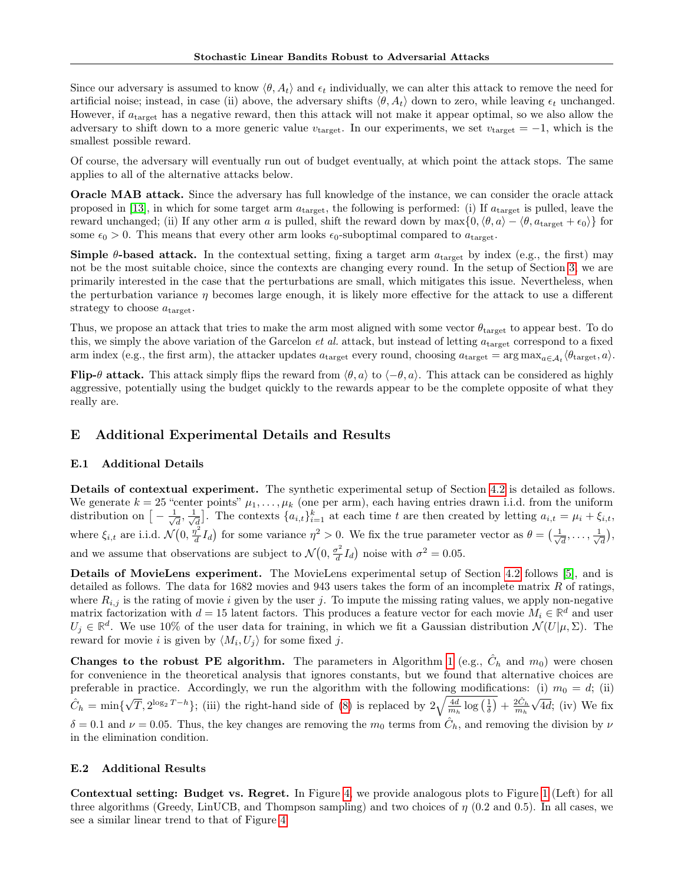Since our adversary is assumed to know $\langle \theta, A_t \rangle$ and $\epsilon_t$ individually, we can alter this attack to remove the need for artificial noise; instead, in case (ii) above, the adversary shifts $\langle \theta, A_t \rangle$ down to zero, while leaving $\epsilon_t$ unchanged. However, if $a_{\text{target}}$ has a negative reward, then this attack will not make it appear optimal, so we also allow the adversary to shift down to a more generic value $v_{\text{target}}$. In our experiments, we set $v_{\text{target}} = -1$, which is the smallest possible reward.

Of course, the adversary will eventually run out of budget eventually, at which point the attack stops. The same applies to all of the alternative attacks below.

**Oracle MAB attack.** Since the adversary has full knowledge of the instance, we can consider the oracle attack proposed in [13], in which for some target arm $a_{\text{target}}$, the following is performed: (i) If $a_{\text{target}}$ is pulled, leave the reward unchanged; (ii) If any other arm $a$ is pulled, shift the reward down by $\max\{0, \langle \theta, a \rangle - \langle \theta, a_{\text{target}} + \epsilon_0 \rangle\}$ for some $\epsilon_0 > 0$. This means that every other arm looks $\epsilon_0$-suboptimal compared to $a_{\text{target}}$.

**Simple $\theta$-based attack.** In the contextual setting, fixing a target arm $a_{\text{target}}$ by index (e.g., the first) may not be the most suitable choice, since the contexts are changing every round. In the setup of Section 3, we are primarily interested in the case that the perturbations are small, which mitigates this issue. Nevertheless, when the perturbation variance $\eta$ becomes large enough, it is likely more effective for the attack to use a different strategy to choose $a_{\text{target}}$.

Thus, we propose an attack that tries to make the arm most aligned with some vector $\theta_{\text{target}}$ to appear best. To do this, we simply the above variation of the Garcelon *et al.* attack, but instead of letting $a_{\text{target}}$ correspond to a fixed arm index (e.g., the first arm), the attacker updates $a_{\text{target}}$ every round, choosing $a_{\text{target}} = \arg\max_{a \in \mathcal{A}_t} \langle \theta_{\text{target}}, a \rangle$.

**Flip-$\theta$ attack.** This attack simply flips the reward from $\langle \theta, a \rangle$ to $\langle -\theta, a \rangle$. This attack can be considered as highly aggressive, potentially using the budget quickly to the rewards appear to be the complete opposite of what they really are.

## E Additional Experimental Details and Results

### E.1 Additional Details

**Details of contextual experiment.** The synthetic experimental setup of Section 4.2 is detailed as follows. We generate $k = 25$ "center points" $\mu_1, \dots, \mu_k$ (one per arm), each having entries drawn i.i.d. from the uniform distribution on $\big[-\frac{1}{\sqrt{d}}, \frac{1}{\sqrt{d}}\big]$. The contexts $\{a_{i,t}\}_{i=1}^k$ at each time $t$ are then created by letting $a_{i,t} = \mu_i + \xi_{i,t}$, where $\xi_{i,t}$ are i.i.d. $\mathcal{N}\big(0, \frac{\eta^2}{d} I_d\big)$ for some variance $\eta^2 > 0$. We fix the true parameter vector as $\theta = \big(\frac{1}{\sqrt{d}}, \dots, \frac{1}{\sqrt{d}}\big)$, and we assume that observations are subject to $\mathcal{N}\big(0, \frac{\sigma^2}{d} I_d\big)$ noise with $\sigma^2 = 0.05$.

**Details of MovieLens experiment.** The MovieLens experimental setup of Section 4.2 follows [5], and is detailed as follows. The data for 1682 movies and 943 users takes the form of an incomplete matrix $R$ of ratings, where $R_{i,j}$ is the rating of movie $i$ given by the user $j$. To impute the missing rating values, we apply non-negative matrix factorization with $d = 15$ latent factors. This produces a feature vector for each movie $M_i \in \mathbb{R}^d$ and user $U_j \in \mathbb{R}^d$. We use 10% of the user data for training, in which we fit a Gaussian distribution $\mathcal{N}(U|\mu, \Sigma)$. The reward for movie $i$ is given by $\langle M_i, U_j \rangle$ for some fixed $j$.

**Changes to the robust PE algorithm.** The parameters in Algorithm 1 (e.g., $\hat{C}_h$ and $m_0$) were chosen for convenience in the theoretical analysis that ignores constants, but we found that alternative choices are preferable in practice. Accordingly, we run the algorithm with the following modifications: (i) $m_0 = d$; (ii) $\hat{C}_h = \min\{\sqrt{T}, 2^{\log_2 T - h}\}$; (iii) the right-hand side of (8) is replaced by $2\sqrt{\frac{4d}{m_h}\log\big(\frac{1}{\delta}\big)} + \frac{2\hat{C}_h}{m_h}\sqrt{4d}$; (iv) We fix $\delta = 0.1$ and $\nu = 0.05$. Thus, the key changes are removing the $m_0$ terms from $\hat{C}_h$, and removing the division by $\nu$ in the elimination condition.

### E.2 Additional Results

**Contextual setting: Budget vs. Regret.** In Figure 4, we provide analogous plots to Figure 1 (Left) for all three algorithms (Greedy, LinUCB, and Thompson sampling) and two choices of $\eta$ (0.2 and 0.5). In all cases, we see a similar linear trend to that of Figure 4.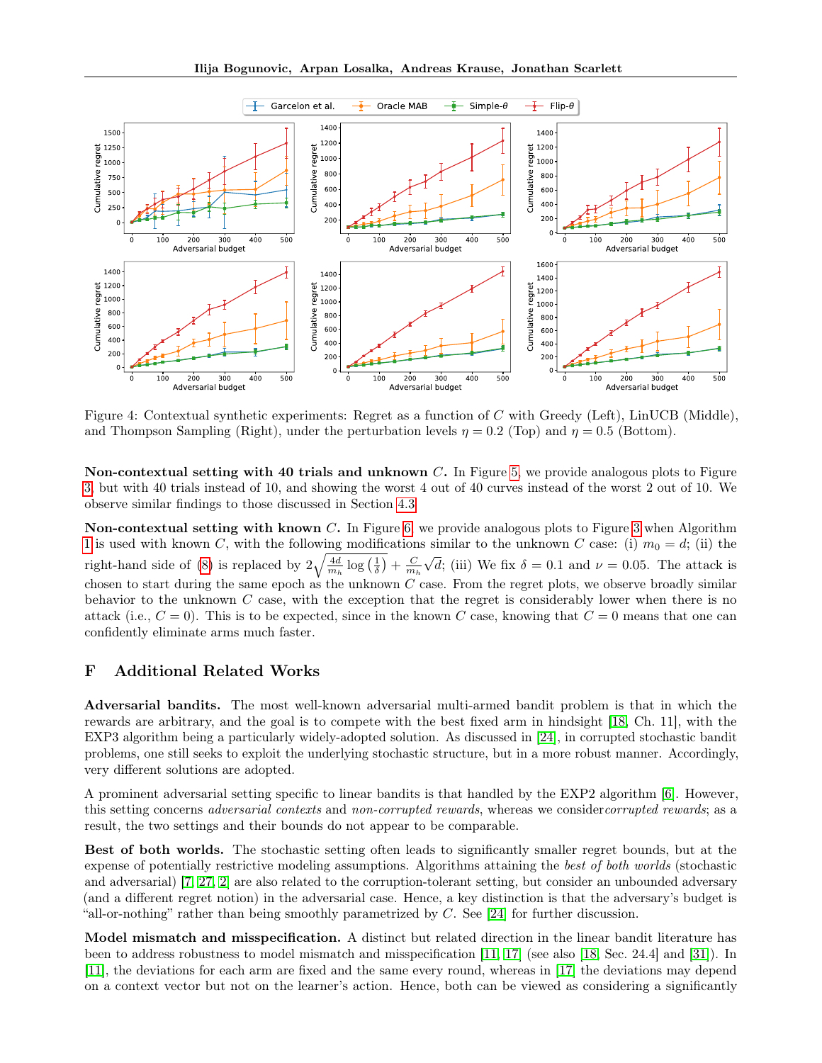Garcelon et al.
Oracle MAB
Simple-$\theta$
Flip-$\theta$

Cumulative regret
Adversarial budget

Figure 4: Contextual synthetic experiments: Regret as a function of $C$ with Greedy (Left), LinUCB (Middle), and Thompson Sampling (Right), under the perturbation levels $\eta = 0.2$ (Top) and $\eta = 0.5$ (Bottom).

**Non-contextual setting with 40 trials and unknown $C$.** In Figure 5, we provide analogous plots to Figure 3, but with 40 trials instead of 10, and showing the worst 4 out of 40 curves instead of the worst 2 out of 10. We observe similar findings to those discussed in Section 4.3.

**Non-contextual setting with known $C$.** In Figure 6, we provide analogous plots to Figure 3 when Algorithm 1 is used with known $C$, with the following modifications similar to the unknown $C$ case: (i) $m_0 = d$; (ii) the right-hand side of (8) is replaced by $2\sqrt{\frac{4d}{m_h}\log\left(\frac{1}{\delta}\right)} + \frac{C}{m_h}\sqrt{d}$; (iii) We fix $\delta = 0.1$ and $\nu = 0.05$. The attack is chosen to start during the same epoch as the unknown $C$ case. From the regret plots, we observe broadly similar behavior to the unknown $C$ case, with the exception that the regret is considerably lower when there is no attack (i.e., $C = 0$). This is to be expected, since in the known $C$ case, knowing that $C = 0$ means that one can confidently eliminate arms much faster.

# F Additional Related Works

**Adversarial bandits.** The most well-known adversarial multi-armed bandit problem is that in which the rewards are arbitrary, and the goal is to compete with the best fixed arm in hindsight [18, Ch. 11], with the EXP3 algorithm being a particularly widely-adopted solution. As discussed in [24], in corrupted stochastic bandit problems, one still seeks to exploit the underlying stochastic structure, but in a more robust manner. Accordingly, very different solutions are adopted.

A prominent adversarial setting specific to linear bandits is that handled by the EXP2 algorithm [6]. However, this setting concerns *adversarial contexts* and *non-corrupted rewards*, whereas we consider *corrupted rewards*; as a result, the two settings and their bounds do not appear to be comparable.

**Best of both worlds.** The stochastic setting often leads to significantly smaller regret bounds, but at the expense of potentially restrictive modeling assumptions. Algorithms attaining the *best of both worlds* (stochastic and adversarial) [7, 27, 2] are also related to the corruption-tolerant setting, but consider an unbounded adversary (and a different regret notion) in the adversarial case. Hence, a key distinction is that the adversary's budget is "all-or-nothing" rather than being smoothly parametrized by $C$. See [24] for further discussion.

**Model mismatch and misspecification.** A distinct but related direction in the linear bandit literature has been to address robustness to model mismatch and misspecification [11, 17] (see also [18, Sec. 24.4] and [31]). In [11], the deviations for each arm are fixed and the same every round, whereas in [17] the deviations may depend on a context vector but not on the learner's action. Hence, both can be viewed as considering a significantly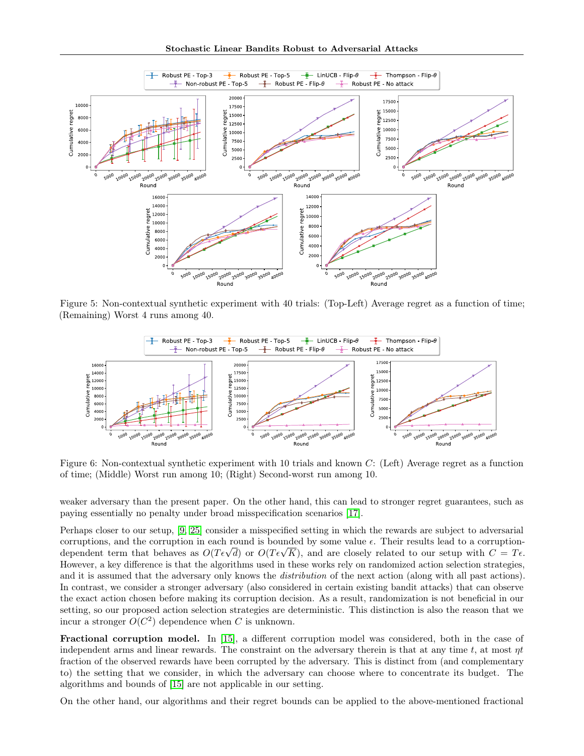Robust PE - Top-3
Robust PE - Top-5
LinUCB - Flip-$\theta$
Thompson - Flip-$\theta$
Non-robust PE - Top-5
Robust PE - Flip-$\theta$
Robust PE - No attack

Figure 5: Non-contextual synthetic experiment with 40 trials: (Top-Left) Average regret as a function of time; (Remaining) Worst 4 runs among 40.

Robust PE - Top-3
Robust PE - Top-5
LinUCB - Flip-$\theta$
Thompson - Flip-$\theta$
Non-robust PE - Top-5
Robust PE - Flip-$\theta$
Robust PE - No attack

Figure 6: Non-contextual synthetic experiment with 10 trials and known $C$: (Left) Average regret as a function of time; (Middle) Worst run among 10; (Right) Second-worst run among 10.

weaker adversary than the present paper. On the other hand, this can lead to stronger regret guarantees, such as paying essentially no penalty under broad misspecification scenarios [17].

Perhaps closer to our setup, [9, 25] consider a misspecified setting in which the rewards are subject to adversarial corruptions, and the corruption in each round is bounded by some value $\epsilon$. Their results lead to a corruption-dependent term that behaves as $O(T\epsilon\sqrt{d})$ or $O(T\epsilon\sqrt{K})$, and are closely related to our setup with $C = T\epsilon$. However, a key difference is that the algorithms used in these works rely on randomized action selection strategies, and it is assumed that the adversary only knows the *distribution* of the next action (along with all past actions). In contrast, we consider a stronger adversary (also considered in certain existing bandit attacks) that can observe the exact action chosen before making its corruption decision. As a result, randomization is not beneficial in our setting, so our proposed action selection strategies are deterministic. This distinction is also the reason that we incur a stronger $O(C^2)$ dependence when $C$ is unknown.

**Fractional corruption model.** In [15], a different corruption model was considered, both in the case of independent arms and linear rewards. The constraint on the adversary therein is that at any time $t$, at most $\eta t$ fraction of the observed rewards have been corrupted by the adversary. This is distinct from (and complementary to) the setting that we consider, in which the adversary can choose where to concentrate its budget. The algorithms and bounds of [15] are not applicable in our setting.

On the other hand, our algorithms and their regret bounds can be applied to the above-mentioned fractional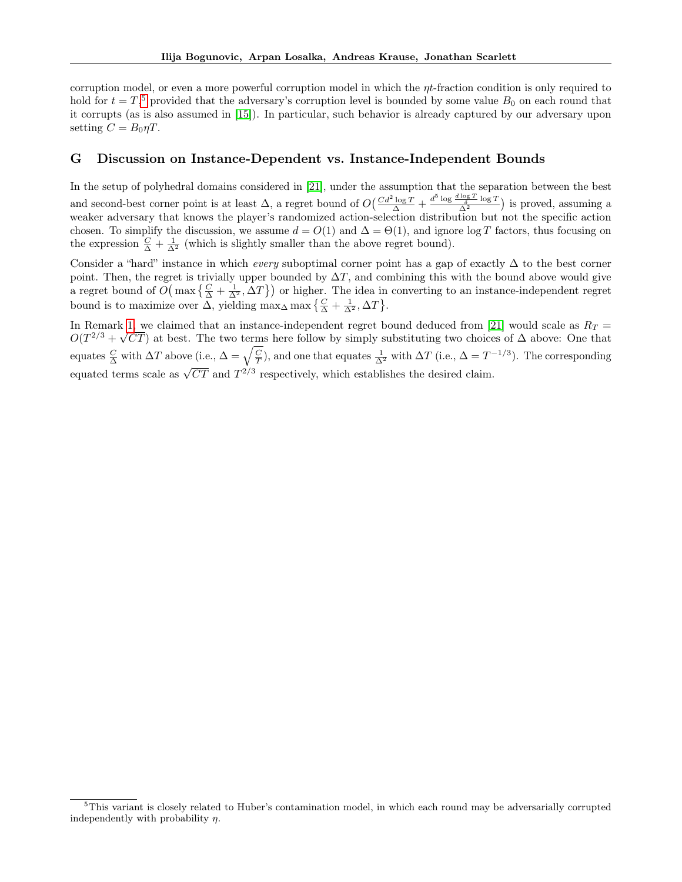corruption model, or even a more powerful corruption model in which the $\eta t$-fraction condition is only required to hold for $t = T$,[5] provided that the adversary's corruption level is bounded by some value $B_0$ on each round that it corrupts (as is also assumed in [15]). In particular, such behavior is already captured by our adversary upon setting $C = B_0 \eta T$.

## G Discussion on Instance-Dependent vs. Instance-Independent Bounds

In the setup of polyhedral domains considered in [21], under the assumption that the separation between the best and second-best corner point is at least $\Delta$, a regret bound of $O\big(\frac{Cd^2 \log T}{\Delta} + \frac{d^5 \log \frac{d \log T}{\delta} \log T}{\Delta^2}\big)$ is proved, assuming a weaker adversary that knows the player's randomized action-selection distribution but not the specific action chosen. To simplify the discussion, we assume $d = O(1)$ and $\Delta = \Theta(1)$, and ignore $\log T$ factors, thus focusing on the expression $\frac{C}{\Delta} + \frac{1}{\Delta^2}$ (which is slightly smaller than the above regret bound).

Consider a "hard" instance in which *every* suboptimal corner point has a gap of exactly $\Delta$ to the best corner point. Then, the regret is trivially upper bounded by $\Delta T$, and combining this with the bound above would give a regret bound of $O\big(\max\big\{\frac{C}{\Delta} + \frac{1}{\Delta^2}, \Delta T\big\}\big)$ or higher. The idea in converting to an instance-independent regret bound is to maximize over $\Delta$, yielding $\max_\Delta \max\big\{\frac{C}{\Delta} + \frac{1}{\Delta^2}, \Delta T\big\}$.

In Remark 1, we claimed that an instance-independent regret bound deduced from [21] would scale as $R_T = O(T^{2/3} + \sqrt{CT})$ at best. The two terms here follow by simply substituting two choices of $\Delta$ above: One that equates $\frac{C}{\Delta}$ with $\Delta T$ above (i.e., $\Delta = \sqrt{\frac{C}{T}}$), and one that equates $\frac{1}{\Delta^2}$ with $\Delta T$ (i.e., $\Delta = T^{-1/3}$). The corresponding equated terms scale as $\sqrt{CT}$ and $T^{2/3}$ respectively, which establishes the desired claim.

[5] This variant is closely related to Huber's contamination model, in which each round may be adversarially corrupted independently with probability $\eta$.